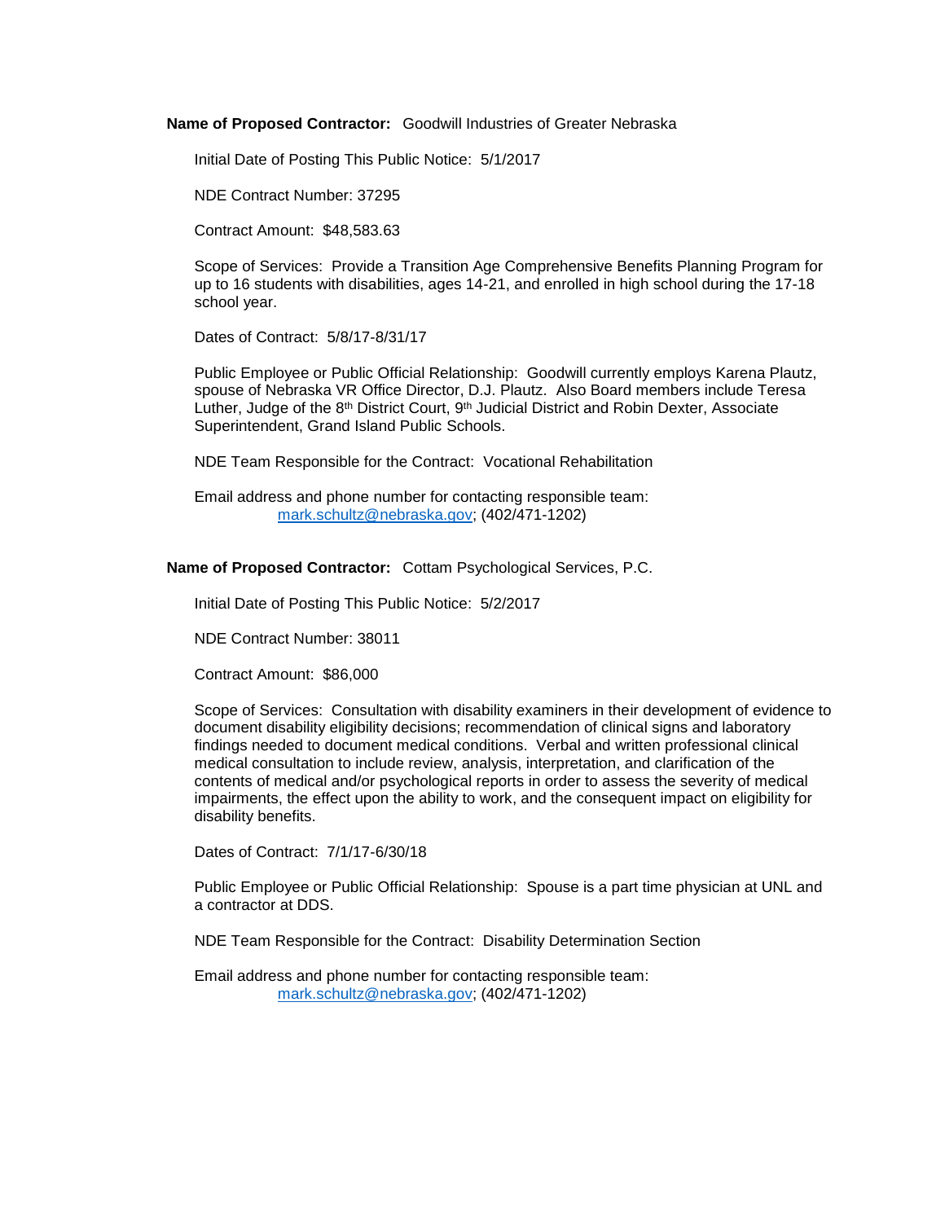**Name of Proposed Contractor:** Goodwill Industries of Greater Nebraska

Initial Date of Posting This Public Notice: 5/1/2017

NDE Contract Number: 37295

Contract Amount: $48,583.63

Scope of Services: Provide a Transition Age Comprehensive Benefits Planning Program for up to 16 students with disabilities, ages 14-21, and enrolled in high school during the 17-18 school year.

Dates of Contract: 5/8/17-8/31/17

Public Employee or Public Official Relationship: Goodwill currently employs Karena Plautz, spouse of Nebraska VR Office Director, D.J. Plautz. Also Board members include Teresa Luther, Judge of the 8th District Court, 9th Judicial District and Robin Dexter, Associate Superintendent, Grand Island Public Schools.

NDE Team Responsible for the Contract: Vocational Rehabilitation

Email address and phone number for contacting responsible team:
mark.schultz@nebraska.gov; (402/471-1202)

**Name of Proposed Contractor:** Cottam Psychological Services, P.C.

Initial Date of Posting This Public Notice: 5/2/2017

NDE Contract Number: 38011

Contract Amount: $86,000

Scope of Services: Consultation with disability examiners in their development of evidence to document disability eligibility decisions; recommendation of clinical signs and laboratory findings needed to document medical conditions. Verbal and written professional clinical medical consultation to include review, analysis, interpretation, and clarification of the contents of medical and/or psychological reports in order to assess the severity of medical impairments, the effect upon the ability to work, and the consequent impact on eligibility for disability benefits.

Dates of Contract: 7/1/17-6/30/18

Public Employee or Public Official Relationship: Spouse is a part time physician at UNL and a contractor at DDS.

NDE Team Responsible for the Contract: Disability Determination Section

Email address and phone number for contacting responsible team:
mark.schultz@nebraska.gov; (402/471-1202)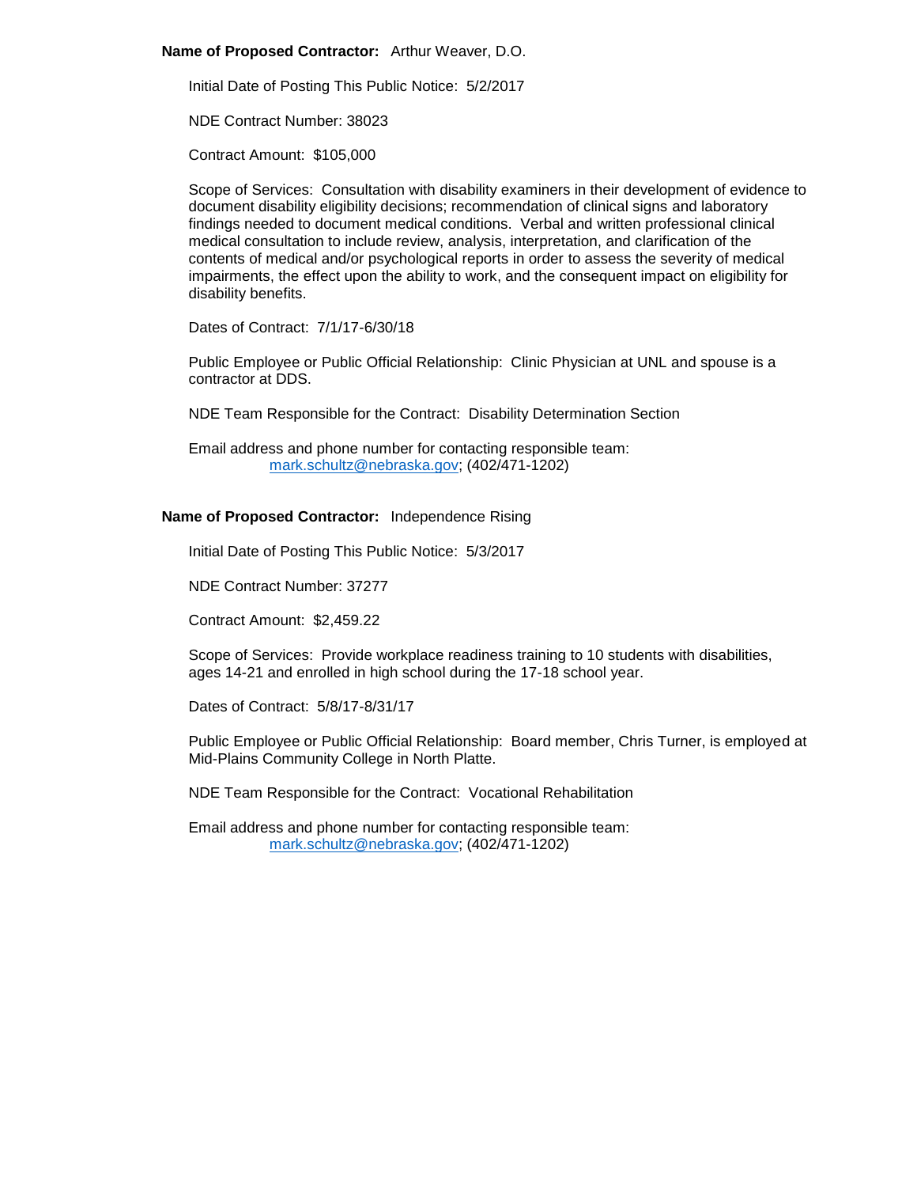**Name of Proposed Contractor:** Arthur Weaver, D.O.

Initial Date of Posting This Public Notice: 5/2/2017

NDE Contract Number: 38023

Contract Amount: $105,000

Scope of Services: Consultation with disability examiners in their development of evidence to document disability eligibility decisions; recommendation of clinical signs and laboratory findings needed to document medical conditions. Verbal and written professional clinical medical consultation to include review, analysis, interpretation, and clarification of the contents of medical and/or psychological reports in order to assess the severity of medical impairments, the effect upon the ability to work, and the consequent impact on eligibility for disability benefits.

Dates of Contract: 7/1/17-6/30/18

Public Employee or Public Official Relationship: Clinic Physician at UNL and spouse is a contractor at DDS.

NDE Team Responsible for the Contract: Disability Determination Section

Email address and phone number for contacting responsible team:
mark.schultz@nebraska.gov; (402/471-1202)

**Name of Proposed Contractor:** Independence Rising

Initial Date of Posting This Public Notice: 5/3/2017

NDE Contract Number: 37277

Contract Amount: $2,459.22

Scope of Services: Provide workplace readiness training to 10 students with disabilities, ages 14-21 and enrolled in high school during the 17-18 school year.

Dates of Contract: 5/8/17-8/31/17

Public Employee or Public Official Relationship: Board member, Chris Turner, is employed at Mid-Plains Community College in North Platte.

NDE Team Responsible for the Contract: Vocational Rehabilitation

Email address and phone number for contacting responsible team:
mark.schultz@nebraska.gov; (402/471-1202)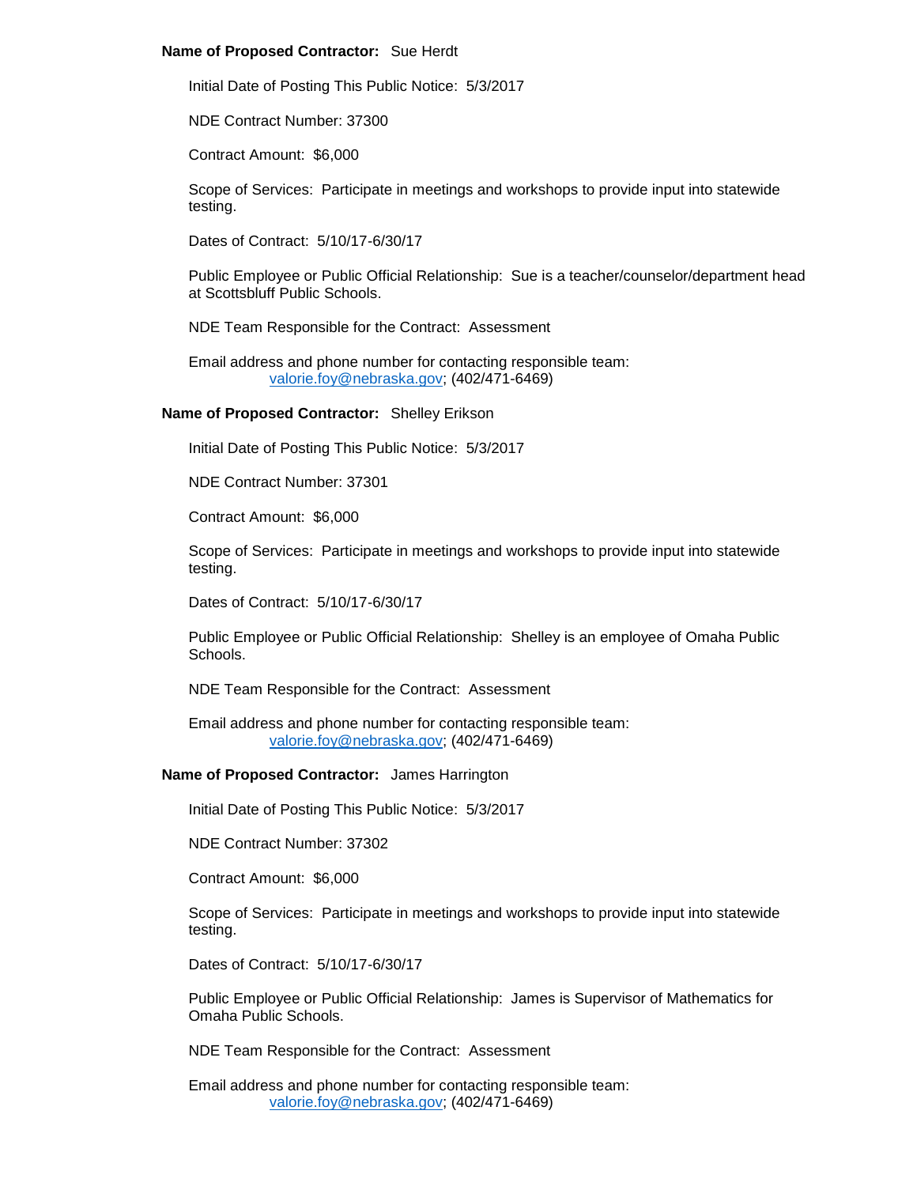**Name of Proposed Contractor:** Sue Herdt

Initial Date of Posting This Public Notice: 5/3/2017

NDE Contract Number: 37300

Contract Amount: $6,000

Scope of Services: Participate in meetings and workshops to provide input into statewide testing.

Dates of Contract: 5/10/17-6/30/17

Public Employee or Public Official Relationship: Sue is a teacher/counselor/department head at Scottsbluff Public Schools.

NDE Team Responsible for the Contract: Assessment

Email address and phone number for contacting responsible team:
valorie.foy@nebraska.gov; (402/471-6469)

**Name of Proposed Contractor:** Shelley Erikson

Initial Date of Posting This Public Notice: 5/3/2017

NDE Contract Number: 37301

Contract Amount: $6,000

Scope of Services: Participate in meetings and workshops to provide input into statewide testing.

Dates of Contract: 5/10/17-6/30/17

Public Employee or Public Official Relationship: Shelley is an employee of Omaha Public Schools.

NDE Team Responsible for the Contract: Assessment

Email address and phone number for contacting responsible team:
valorie.foy@nebraska.gov; (402/471-6469)

**Name of Proposed Contractor:** James Harrington

Initial Date of Posting This Public Notice: 5/3/2017

NDE Contract Number: 37302

Contract Amount: $6,000

Scope of Services: Participate in meetings and workshops to provide input into statewide testing.

Dates of Contract: 5/10/17-6/30/17

Public Employee or Public Official Relationship: James is Supervisor of Mathematics for Omaha Public Schools.

NDE Team Responsible for the Contract: Assessment

Email address and phone number for contacting responsible team:
valorie.foy@nebraska.gov; (402/471-6469)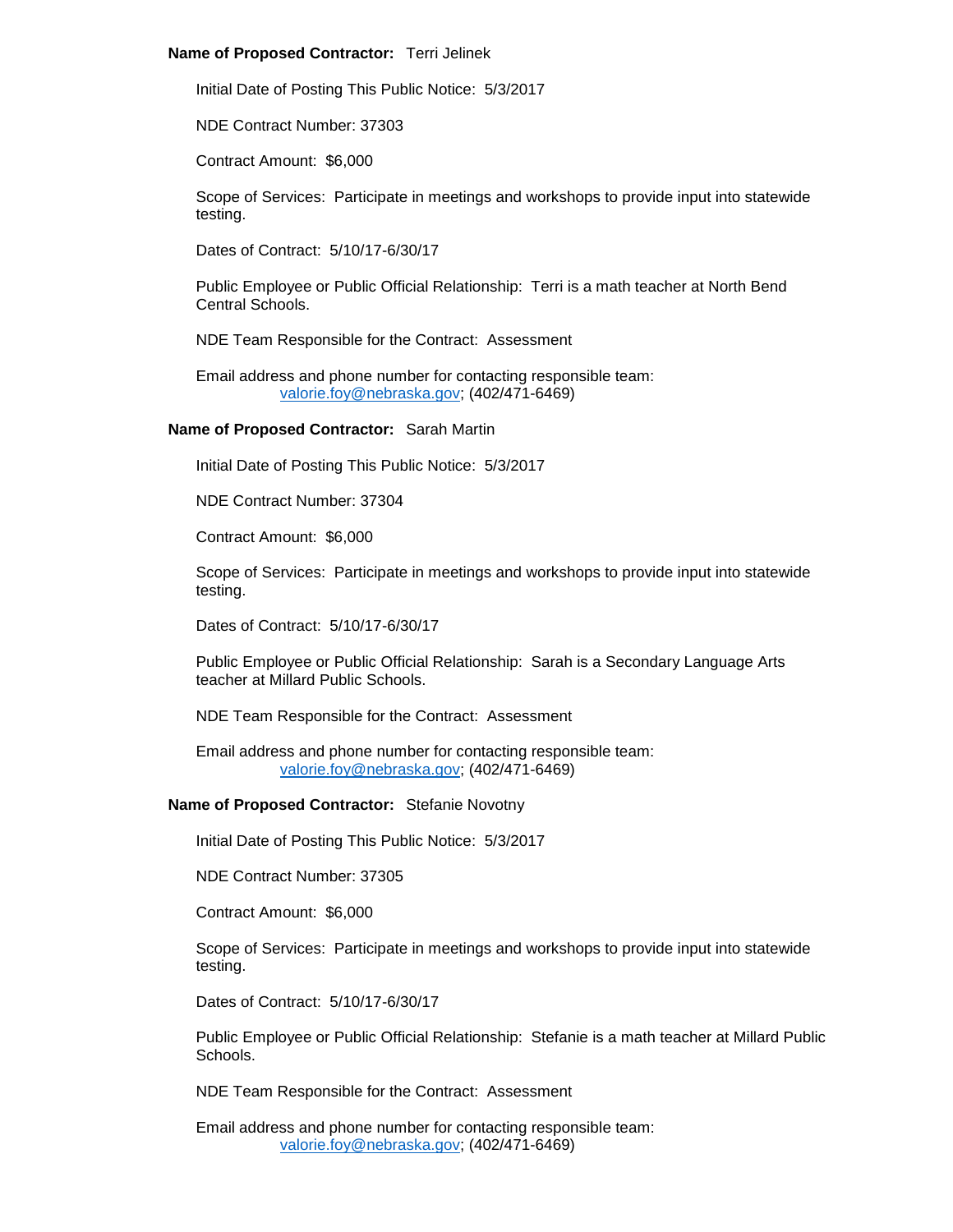**Name of Proposed Contractor:** Terri Jelinek

Initial Date of Posting This Public Notice: 5/3/2017

NDE Contract Number: 37303

Contract Amount: $6,000

Scope of Services: Participate in meetings and workshops to provide input into statewide testing.

Dates of Contract: 5/10/17-6/30/17

Public Employee or Public Official Relationship: Terri is a math teacher at North Bend Central Schools.

NDE Team Responsible for the Contract: Assessment

Email address and phone number for contacting responsible team:
valorie.foy@nebraska.gov; (402/471-6469)

**Name of Proposed Contractor:** Sarah Martin

Initial Date of Posting This Public Notice: 5/3/2017

NDE Contract Number: 37304

Contract Amount: $6,000

Scope of Services: Participate in meetings and workshops to provide input into statewide testing.

Dates of Contract: 5/10/17-6/30/17

Public Employee or Public Official Relationship: Sarah is a Secondary Language Arts teacher at Millard Public Schools.

NDE Team Responsible for the Contract: Assessment

Email address and phone number for contacting responsible team:
valorie.foy@nebraska.gov; (402/471-6469)

**Name of Proposed Contractor:** Stefanie Novotny

Initial Date of Posting This Public Notice: 5/3/2017

NDE Contract Number: 37305

Contract Amount: $6,000

Scope of Services: Participate in meetings and workshops to provide input into statewide testing.

Dates of Contract: 5/10/17-6/30/17

Public Employee or Public Official Relationship: Stefanie is a math teacher at Millard Public Schools.

NDE Team Responsible for the Contract: Assessment

Email address and phone number for contacting responsible team:
valorie.foy@nebraska.gov; (402/471-6469)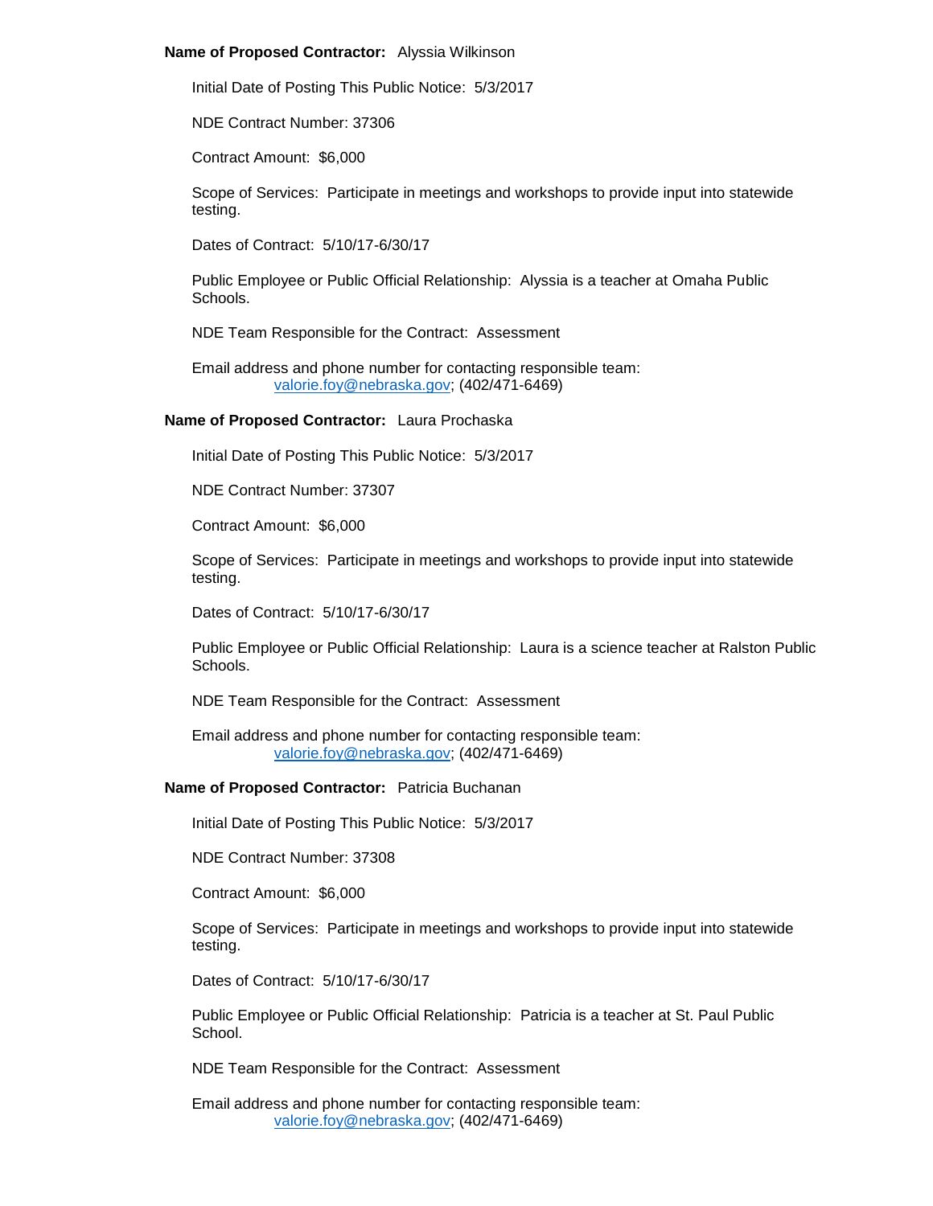**Name of Proposed Contractor:** Alyssia Wilkinson

Initial Date of Posting This Public Notice: 5/3/2017

NDE Contract Number: 37306

Contract Amount: $6,000

Scope of Services: Participate in meetings and workshops to provide input into statewide testing.

Dates of Contract: 5/10/17-6/30/17

Public Employee or Public Official Relationship: Alyssia is a teacher at Omaha Public Schools.

NDE Team Responsible for the Contract: Assessment

Email address and phone number for contacting responsible team:
valorie.foy@nebraska.gov; (402/471-6469)

**Name of Proposed Contractor:** Laura Prochaska

Initial Date of Posting This Public Notice: 5/3/2017

NDE Contract Number: 37307

Contract Amount: $6,000

Scope of Services: Participate in meetings and workshops to provide input into statewide testing.

Dates of Contract: 5/10/17-6/30/17

Public Employee or Public Official Relationship: Laura is a science teacher at Ralston Public Schools.

NDE Team Responsible for the Contract: Assessment

Email address and phone number for contacting responsible team:
valorie.foy@nebraska.gov; (402/471-6469)

**Name of Proposed Contractor:** Patricia Buchanan

Initial Date of Posting This Public Notice: 5/3/2017

NDE Contract Number: 37308

Contract Amount: $6,000

Scope of Services: Participate in meetings and workshops to provide input into statewide testing.

Dates of Contract: 5/10/17-6/30/17

Public Employee or Public Official Relationship: Patricia is a teacher at St. Paul Public School.

NDE Team Responsible for the Contract: Assessment

Email address and phone number for contacting responsible team:
valorie.foy@nebraska.gov; (402/471-6469)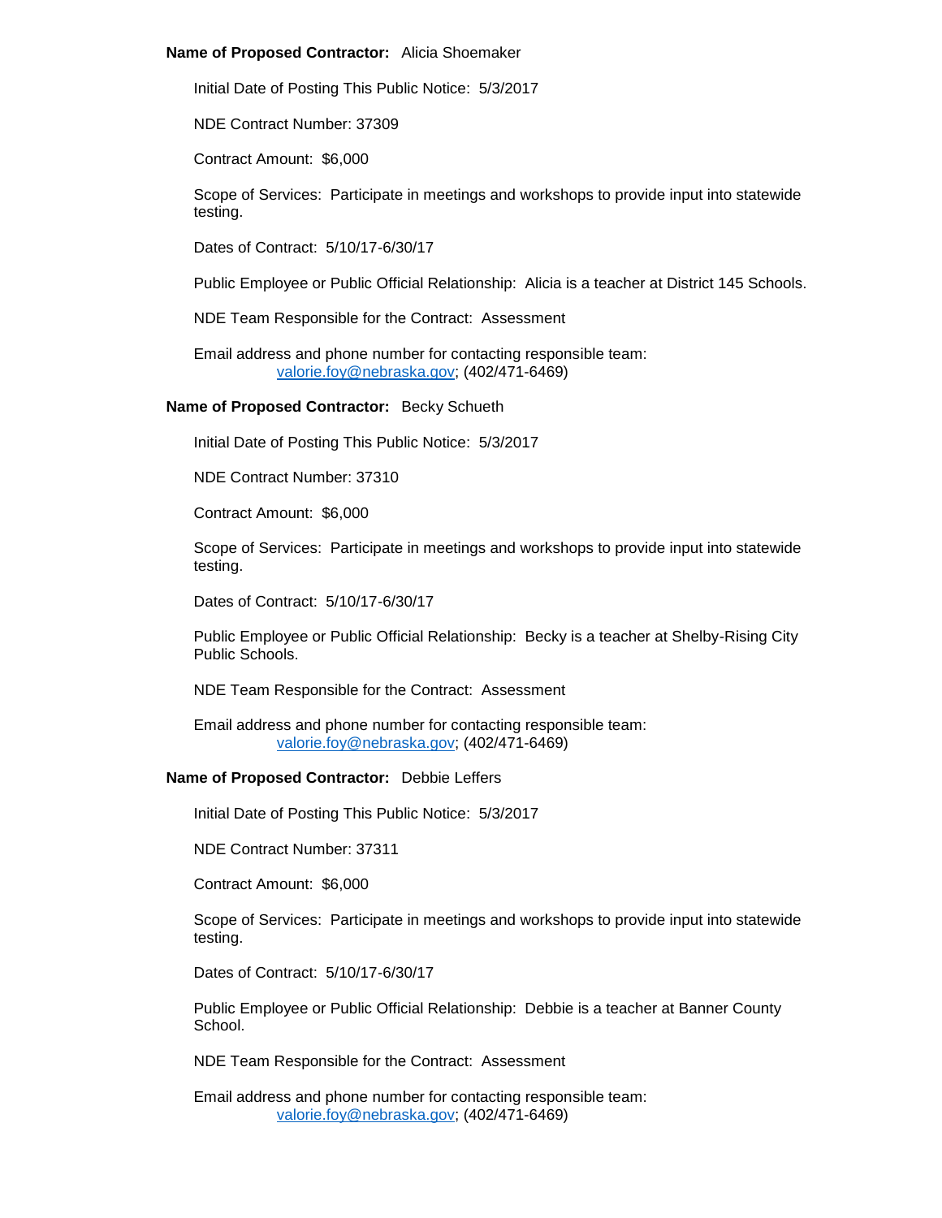**Name of Proposed Contractor:** Alicia Shoemaker

Initial Date of Posting This Public Notice: 5/3/2017

NDE Contract Number: 37309

Contract Amount: $6,000

Scope of Services: Participate in meetings and workshops to provide input into statewide testing.

Dates of Contract: 5/10/17-6/30/17

Public Employee or Public Official Relationship: Alicia is a teacher at District 145 Schools.

NDE Team Responsible for the Contract: Assessment

Email address and phone number for contacting responsible team:
valorie.foy@nebraska.gov; (402/471-6469)

**Name of Proposed Contractor:** Becky Schueth

Initial Date of Posting This Public Notice: 5/3/2017

NDE Contract Number: 37310

Contract Amount: $6,000

Scope of Services: Participate in meetings and workshops to provide input into statewide testing.

Dates of Contract: 5/10/17-6/30/17

Public Employee or Public Official Relationship: Becky is a teacher at Shelby-Rising City Public Schools.

NDE Team Responsible for the Contract: Assessment

Email address and phone number for contacting responsible team:
valorie.foy@nebraska.gov; (402/471-6469)

**Name of Proposed Contractor:** Debbie Leffers

Initial Date of Posting This Public Notice: 5/3/2017

NDE Contract Number: 37311

Contract Amount: $6,000

Scope of Services: Participate in meetings and workshops to provide input into statewide testing.

Dates of Contract: 5/10/17-6/30/17

Public Employee or Public Official Relationship: Debbie is a teacher at Banner County School.

NDE Team Responsible for the Contract: Assessment

Email address and phone number for contacting responsible team:
valorie.foy@nebraska.gov; (402/471-6469)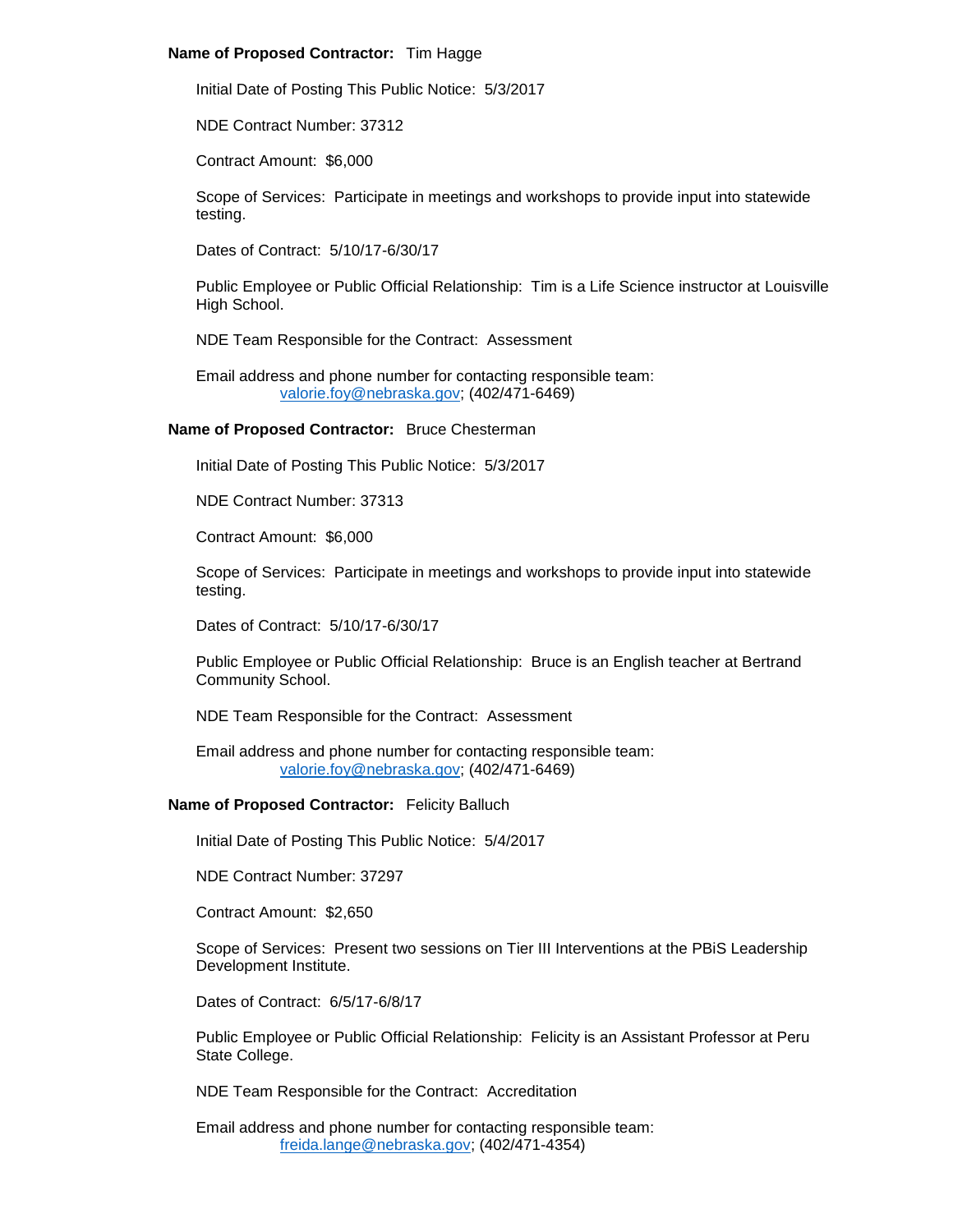**Name of Proposed Contractor:** Tim Hagge

Initial Date of Posting This Public Notice: 5/3/2017

NDE Contract Number: 37312

Contract Amount: $6,000

Scope of Services: Participate in meetings and workshops to provide input into statewide testing.

Dates of Contract: 5/10/17-6/30/17

Public Employee or Public Official Relationship: Tim is a Life Science instructor at Louisville High School.

NDE Team Responsible for the Contract: Assessment

Email address and phone number for contacting responsible team:
valorie.foy@nebraska.gov; (402/471-6469)

**Name of Proposed Contractor:** Bruce Chesterman

Initial Date of Posting This Public Notice: 5/3/2017

NDE Contract Number: 37313

Contract Amount: $6,000

Scope of Services: Participate in meetings and workshops to provide input into statewide testing.

Dates of Contract: 5/10/17-6/30/17

Public Employee or Public Official Relationship: Bruce is an English teacher at Bertrand Community School.

NDE Team Responsible for the Contract: Assessment

Email address and phone number for contacting responsible team:
valorie.foy@nebraska.gov; (402/471-6469)

**Name of Proposed Contractor:** Felicity Balluch

Initial Date of Posting This Public Notice: 5/4/2017

NDE Contract Number: 37297

Contract Amount: $2,650

Scope of Services: Present two sessions on Tier III Interventions at the PBiS Leadership Development Institute.

Dates of Contract: 6/5/17-6/8/17

Public Employee or Public Official Relationship: Felicity is an Assistant Professor at Peru State College.

NDE Team Responsible for the Contract: Accreditation

Email address and phone number for contacting responsible team:
freida.lange@nebraska.gov; (402/471-4354)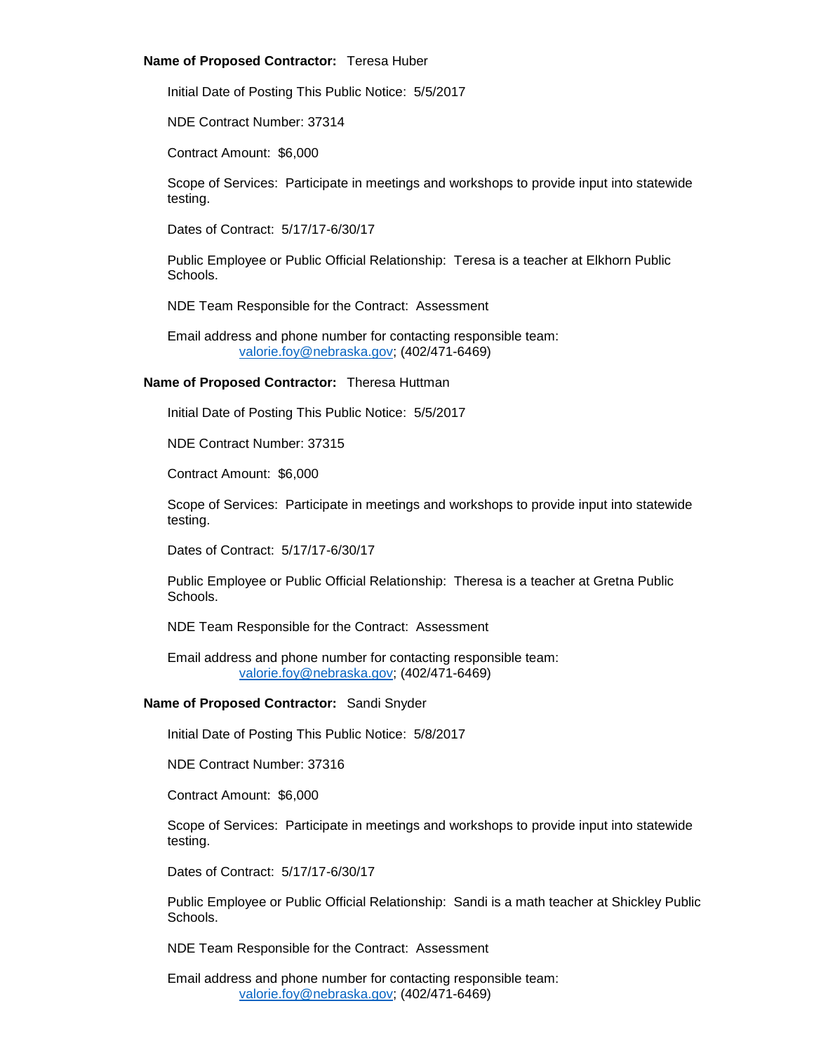**Name of Proposed Contractor:** Teresa Huber

Initial Date of Posting This Public Notice: 5/5/2017

NDE Contract Number: 37314

Contract Amount: $6,000

Scope of Services: Participate in meetings and workshops to provide input into statewide testing.

Dates of Contract: 5/17/17-6/30/17

Public Employee or Public Official Relationship: Teresa is a teacher at Elkhorn Public Schools.

NDE Team Responsible for the Contract: Assessment

Email address and phone number for contacting responsible team:
valorie.foy@nebraska.gov; (402/471-6469)

**Name of Proposed Contractor:** Theresa Huttman

Initial Date of Posting This Public Notice: 5/5/2017

NDE Contract Number: 37315

Contract Amount: $6,000

Scope of Services: Participate in meetings and workshops to provide input into statewide testing.

Dates of Contract: 5/17/17-6/30/17

Public Employee or Public Official Relationship: Theresa is a teacher at Gretna Public Schools.

NDE Team Responsible for the Contract: Assessment

Email address and phone number for contacting responsible team:
valorie.foy@nebraska.gov; (402/471-6469)

**Name of Proposed Contractor:** Sandi Snyder

Initial Date of Posting This Public Notice: 5/8/2017

NDE Contract Number: 37316

Contract Amount: $6,000

Scope of Services: Participate in meetings and workshops to provide input into statewide testing.

Dates of Contract: 5/17/17-6/30/17

Public Employee or Public Official Relationship: Sandi is a math teacher at Shickley Public Schools.

NDE Team Responsible for the Contract: Assessment

Email address and phone number for contacting responsible team:
valorie.foy@nebraska.gov; (402/471-6469)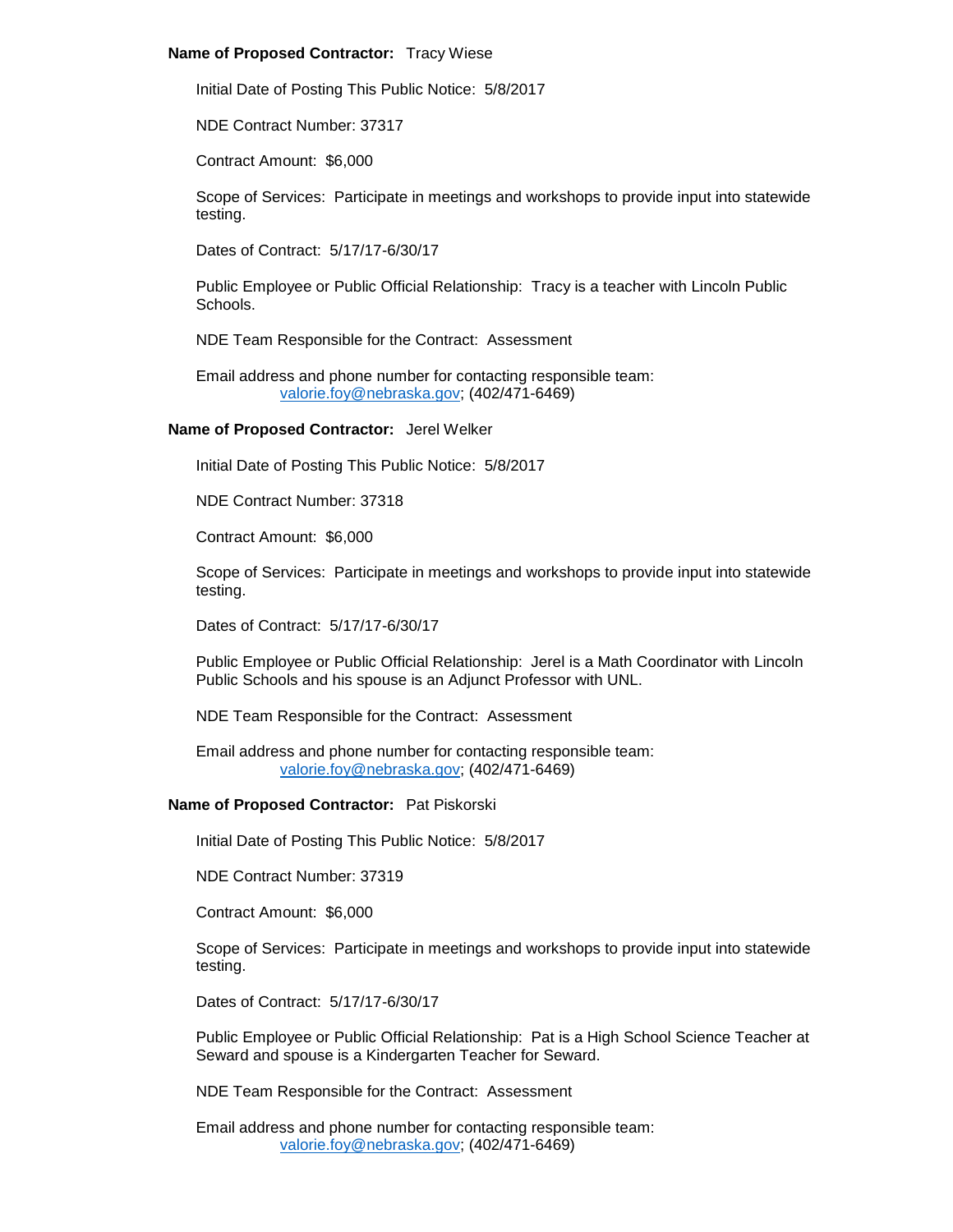**Name of Proposed Contractor:** Tracy Wiese

Initial Date of Posting This Public Notice: 5/8/2017

NDE Contract Number: 37317

Contract Amount: $6,000

Scope of Services: Participate in meetings and workshops to provide input into statewide testing.

Dates of Contract: 5/17/17-6/30/17

Public Employee or Public Official Relationship: Tracy is a teacher with Lincoln Public Schools.

NDE Team Responsible for the Contract: Assessment

Email address and phone number for contacting responsible team:
[valorie.foy@nebraska.gov](mailto:valorie.foy@nebraska.gov); (402/471-6469)

**Name of Proposed Contractor:** Jerel Welker

Initial Date of Posting This Public Notice: 5/8/2017

NDE Contract Number: 37318

Contract Amount: $6,000

Scope of Services: Participate in meetings and workshops to provide input into statewide testing.

Dates of Contract: 5/17/17-6/30/17

Public Employee or Public Official Relationship: Jerel is a Math Coordinator with Lincoln Public Schools and his spouse is an Adjunct Professor with UNL.

NDE Team Responsible for the Contract: Assessment

Email address and phone number for contacting responsible team:
[valorie.foy@nebraska.gov](mailto:valorie.foy@nebraska.gov); (402/471-6469)

**Name of Proposed Contractor:** Pat Piskorski

Initial Date of Posting This Public Notice: 5/8/2017

NDE Contract Number: 37319

Contract Amount: $6,000

Scope of Services: Participate in meetings and workshops to provide input into statewide testing.

Dates of Contract: 5/17/17-6/30/17

Public Employee or Public Official Relationship: Pat is a High School Science Teacher at Seward and spouse is a Kindergarten Teacher for Seward.

NDE Team Responsible for the Contract: Assessment

Email address and phone number for contacting responsible team:
[valorie.foy@nebraska.gov](mailto:valorie.foy@nebraska.gov); (402/471-6469)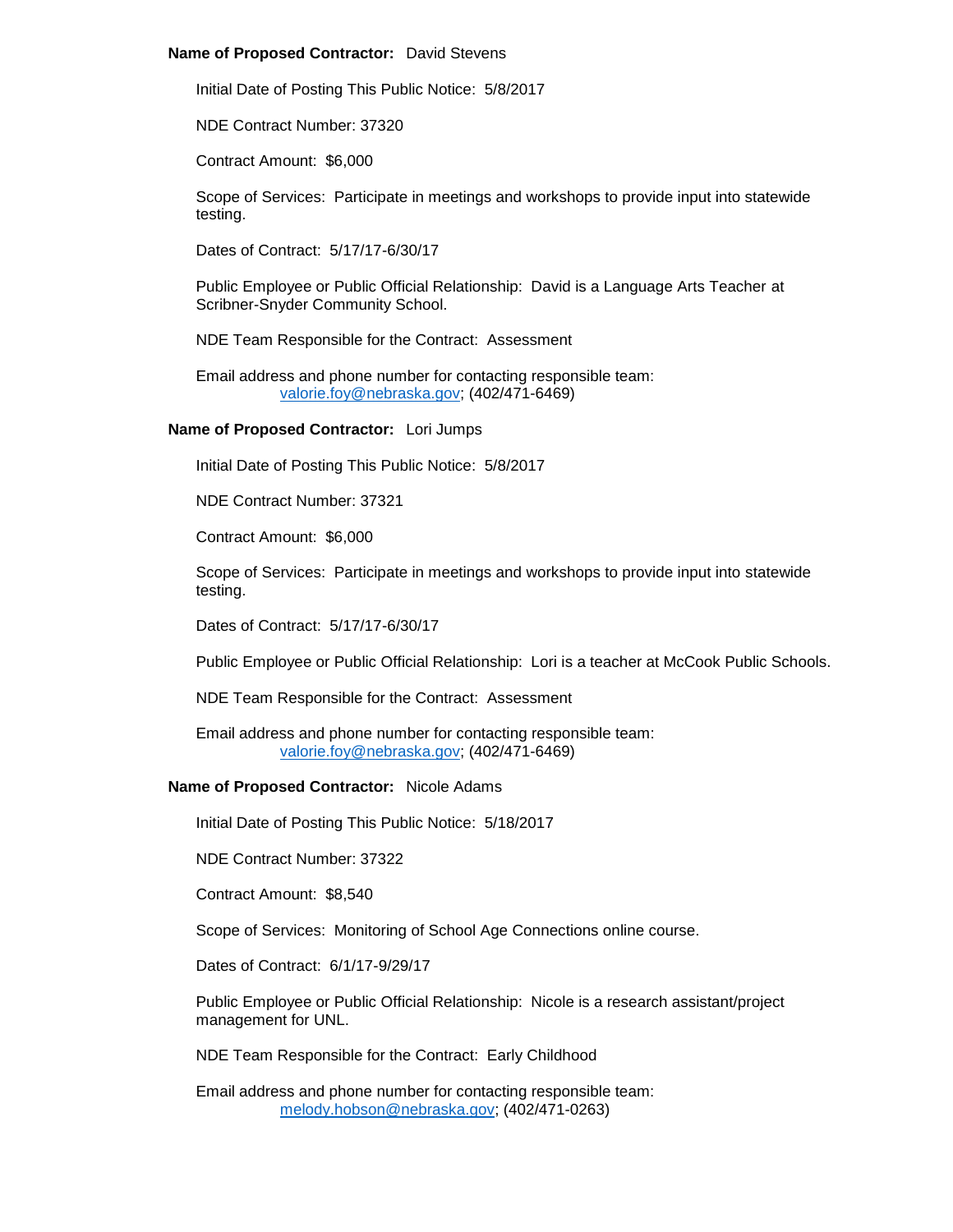**Name of Proposed Contractor:** David Stevens

Initial Date of Posting This Public Notice: 5/8/2017

NDE Contract Number: 37320

Contract Amount: $6,000

Scope of Services: Participate in meetings and workshops to provide input into statewide testing.

Dates of Contract: 5/17/17-6/30/17

Public Employee or Public Official Relationship: David is a Language Arts Teacher at Scribner-Snyder Community School.

NDE Team Responsible for the Contract: Assessment

Email address and phone number for contacting responsible team:
valorie.foy@nebraska.gov; (402/471-6469)

**Name of Proposed Contractor:** Lori Jumps

Initial Date of Posting This Public Notice: 5/8/2017

NDE Contract Number: 37321

Contract Amount: $6,000

Scope of Services: Participate in meetings and workshops to provide input into statewide testing.

Dates of Contract: 5/17/17-6/30/17

Public Employee or Public Official Relationship: Lori is a teacher at McCook Public Schools.

NDE Team Responsible for the Contract: Assessment

Email address and phone number for contacting responsible team:
valorie.foy@nebraska.gov; (402/471-6469)

**Name of Proposed Contractor:** Nicole Adams

Initial Date of Posting This Public Notice: 5/18/2017

NDE Contract Number: 37322

Contract Amount: $8,540

Scope of Services: Monitoring of School Age Connections online course.

Dates of Contract: 6/1/17-9/29/17

Public Employee or Public Official Relationship: Nicole is a research assistant/project management for UNL.

NDE Team Responsible for the Contract: Early Childhood

Email address and phone number for contacting responsible team:
melody.hobson@nebraska.gov; (402/471-0263)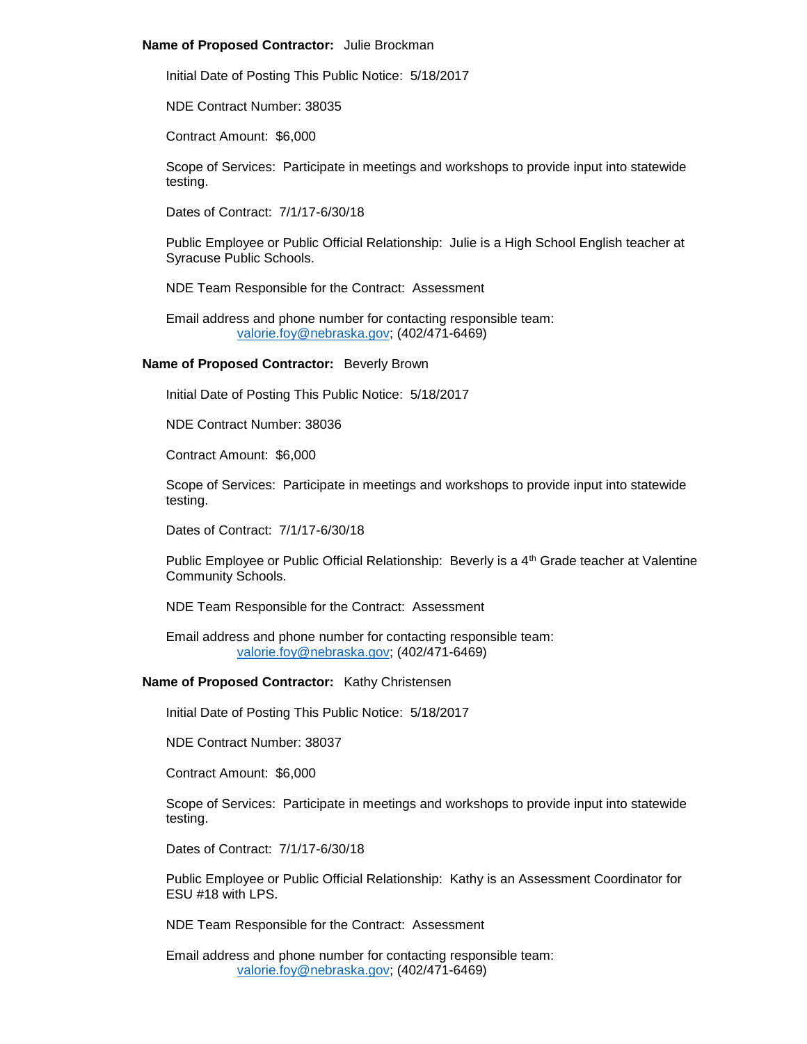**Name of Proposed Contractor:** Julie Brockman

Initial Date of Posting This Public Notice: 5/18/2017

NDE Contract Number: 38035

Contract Amount: $6,000

Scope of Services: Participate in meetings and workshops to provide input into statewide testing.

Dates of Contract: 7/1/17-6/30/18

Public Employee or Public Official Relationship: Julie is a High School English teacher at Syracuse Public Schools.

NDE Team Responsible for the Contract: Assessment

Email address and phone number for contacting responsible team:
valorie.foy@nebraska.gov; (402/471-6469)

**Name of Proposed Contractor:** Beverly Brown

Initial Date of Posting This Public Notice: 5/18/2017

NDE Contract Number: 38036

Contract Amount: $6,000

Scope of Services: Participate in meetings and workshops to provide input into statewide testing.

Dates of Contract: 7/1/17-6/30/18

Public Employee or Public Official Relationship: Beverly is a 4th Grade teacher at Valentine Community Schools.

NDE Team Responsible for the Contract: Assessment

Email address and phone number for contacting responsible team:
valorie.foy@nebraska.gov; (402/471-6469)

**Name of Proposed Contractor:** Kathy Christensen

Initial Date of Posting This Public Notice: 5/18/2017

NDE Contract Number: 38037

Contract Amount: $6,000

Scope of Services: Participate in meetings and workshops to provide input into statewide testing.

Dates of Contract: 7/1/17-6/30/18

Public Employee or Public Official Relationship: Kathy is an Assessment Coordinator for ESU #18 with LPS.

NDE Team Responsible for the Contract: Assessment

Email address and phone number for contacting responsible team:
valorie.foy@nebraska.gov; (402/471-6469)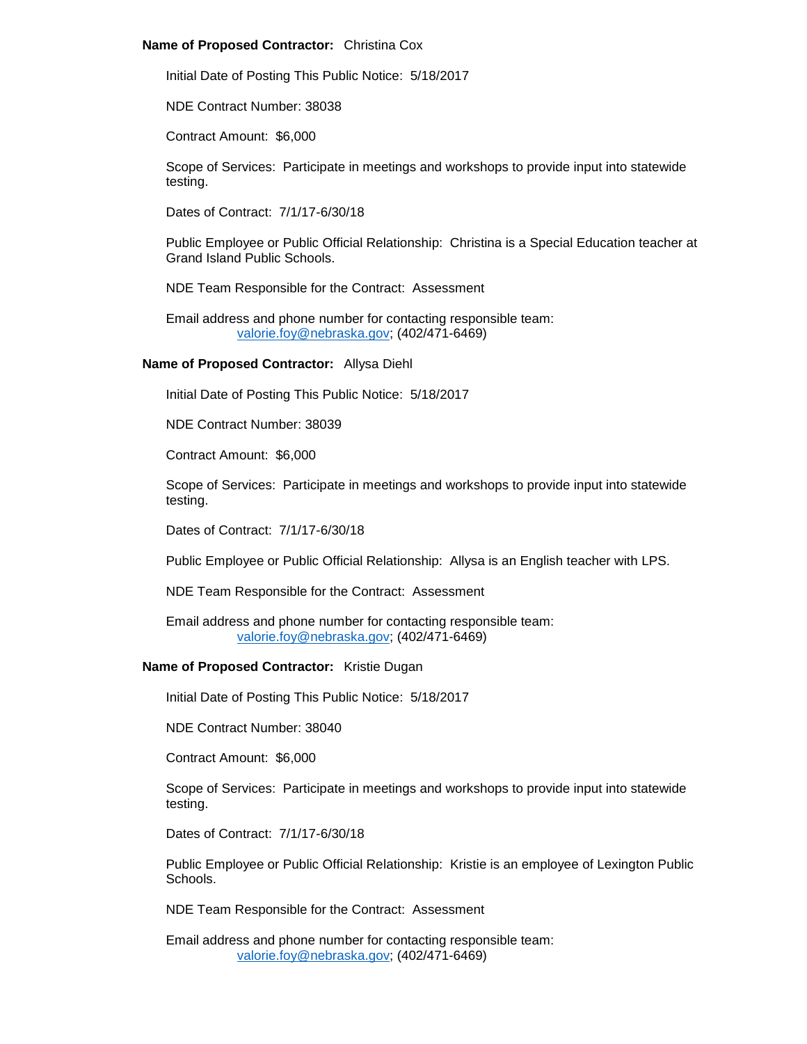**Name of Proposed Contractor:** Christina Cox

Initial Date of Posting This Public Notice: 5/18/2017

NDE Contract Number: 38038

Contract Amount: $6,000

Scope of Services: Participate in meetings and workshops to provide input into statewide testing.

Dates of Contract: 7/1/17-6/30/18

Public Employee or Public Official Relationship: Christina is a Special Education teacher at Grand Island Public Schools.

NDE Team Responsible for the Contract: Assessment

Email address and phone number for contacting responsible team:
valorie.foy@nebraska.gov; (402/471-6469)

**Name of Proposed Contractor:** Allysa Diehl

Initial Date of Posting This Public Notice: 5/18/2017

NDE Contract Number: 38039

Contract Amount: $6,000

Scope of Services: Participate in meetings and workshops to provide input into statewide testing.

Dates of Contract: 7/1/17-6/30/18

Public Employee or Public Official Relationship: Allysa is an English teacher with LPS.

NDE Team Responsible for the Contract: Assessment

Email address and phone number for contacting responsible team:
valorie.foy@nebraska.gov; (402/471-6469)

**Name of Proposed Contractor:** Kristie Dugan

Initial Date of Posting This Public Notice: 5/18/2017

NDE Contract Number: 38040

Contract Amount: $6,000

Scope of Services: Participate in meetings and workshops to provide input into statewide testing.

Dates of Contract: 7/1/17-6/30/18

Public Employee or Public Official Relationship: Kristie is an employee of Lexington Public Schools.

NDE Team Responsible for the Contract: Assessment

Email address and phone number for contacting responsible team:
valorie.foy@nebraska.gov; (402/471-6469)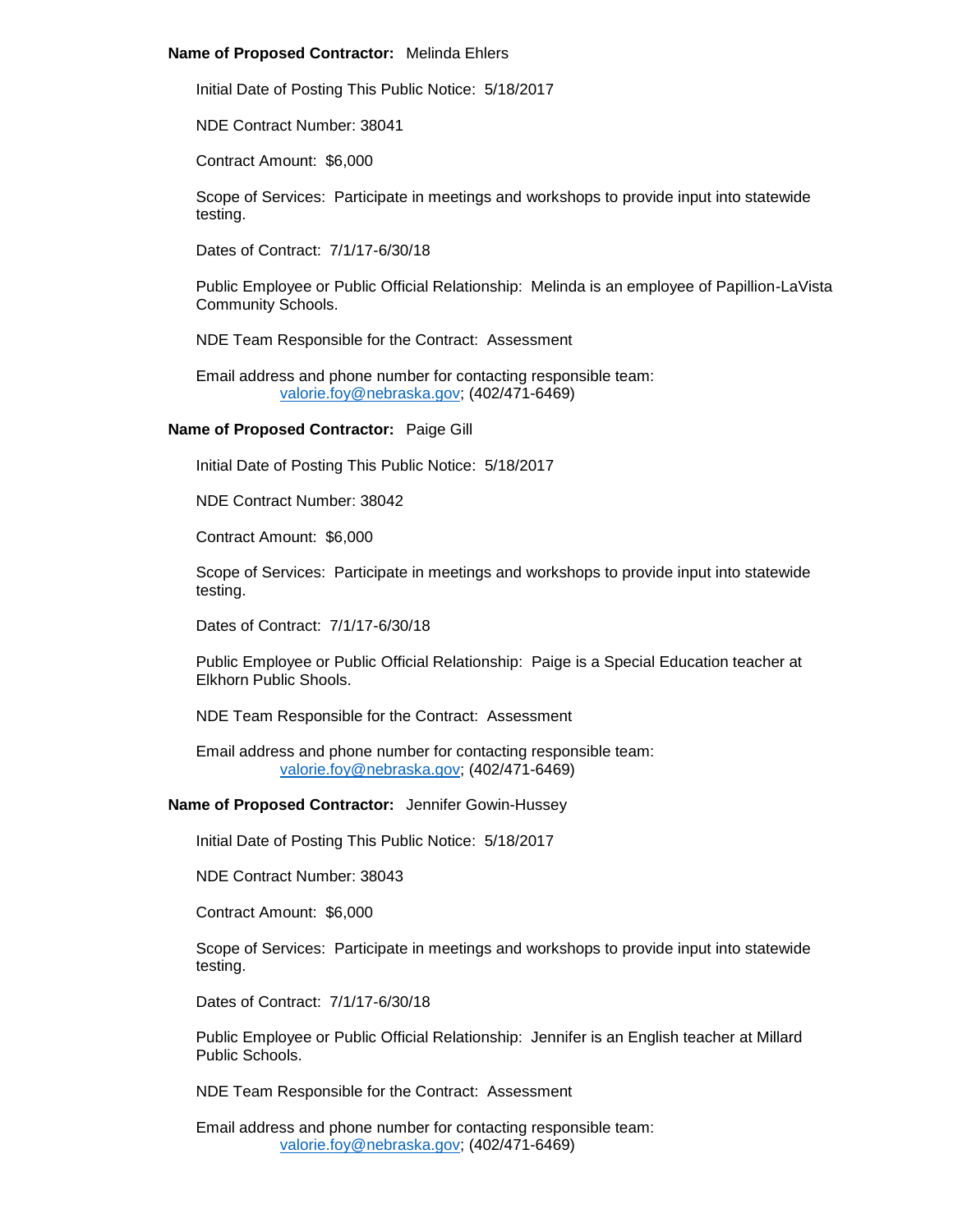**Name of Proposed Contractor:** Melinda Ehlers

Initial Date of Posting This Public Notice: 5/18/2017

NDE Contract Number: 38041

Contract Amount: $6,000

Scope of Services: Participate in meetings and workshops to provide input into statewide testing.

Dates of Contract: 7/1/17-6/30/18

Public Employee or Public Official Relationship: Melinda is an employee of Papillion-LaVista Community Schools.

NDE Team Responsible for the Contract: Assessment

Email address and phone number for contacting responsible team:
valorie.foy@nebraska.gov; (402/471-6469)

**Name of Proposed Contractor:** Paige Gill

Initial Date of Posting This Public Notice: 5/18/2017

NDE Contract Number: 38042

Contract Amount: $6,000

Scope of Services: Participate in meetings and workshops to provide input into statewide testing.

Dates of Contract: 7/1/17-6/30/18

Public Employee or Public Official Relationship: Paige is a Special Education teacher at Elkhorn Public Shools.

NDE Team Responsible for the Contract: Assessment

Email address and phone number for contacting responsible team:
valorie.foy@nebraska.gov; (402/471-6469)

**Name of Proposed Contractor:** Jennifer Gowin-Hussey

Initial Date of Posting This Public Notice: 5/18/2017

NDE Contract Number: 38043

Contract Amount: $6,000

Scope of Services: Participate in meetings and workshops to provide input into statewide testing.

Dates of Contract: 7/1/17-6/30/18

Public Employee or Public Official Relationship: Jennifer is an English teacher at Millard Public Schools.

NDE Team Responsible for the Contract: Assessment

Email address and phone number for contacting responsible team:
valorie.foy@nebraska.gov; (402/471-6469)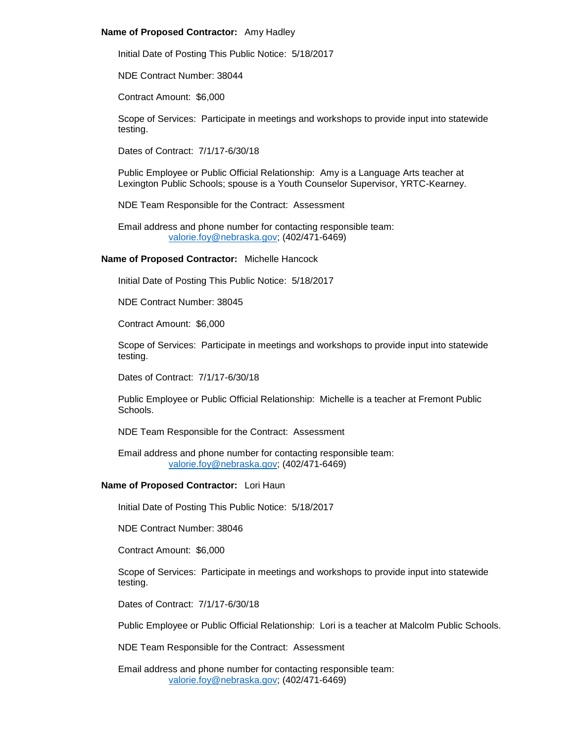**Name of Proposed Contractor:** Amy Hadley

Initial Date of Posting This Public Notice: 5/18/2017

NDE Contract Number: 38044

Contract Amount: $6,000

Scope of Services: Participate in meetings and workshops to provide input into statewide testing.

Dates of Contract: 7/1/17-6/30/18

Public Employee or Public Official Relationship: Amy is a Language Arts teacher at Lexington Public Schools; spouse is a Youth Counselor Supervisor, YRTC-Kearney.

NDE Team Responsible for the Contract: Assessment

Email address and phone number for contacting responsible team:
valorie.foy@nebraska.gov; (402/471-6469)

**Name of Proposed Contractor:** Michelle Hancock

Initial Date of Posting This Public Notice: 5/18/2017

NDE Contract Number: 38045

Contract Amount: $6,000

Scope of Services: Participate in meetings and workshops to provide input into statewide testing.

Dates of Contract: 7/1/17-6/30/18

Public Employee or Public Official Relationship: Michelle is a teacher at Fremont Public Schools.

NDE Team Responsible for the Contract: Assessment

Email address and phone number for contacting responsible team:
valorie.foy@nebraska.gov; (402/471-6469)

**Name of Proposed Contractor:** Lori Haun

Initial Date of Posting This Public Notice: 5/18/2017

NDE Contract Number: 38046

Contract Amount: $6,000

Scope of Services: Participate in meetings and workshops to provide input into statewide testing.

Dates of Contract: 7/1/17-6/30/18

Public Employee or Public Official Relationship: Lori is a teacher at Malcolm Public Schools.

NDE Team Responsible for the Contract: Assessment

Email address and phone number for contacting responsible team:
valorie.foy@nebraska.gov; (402/471-6469)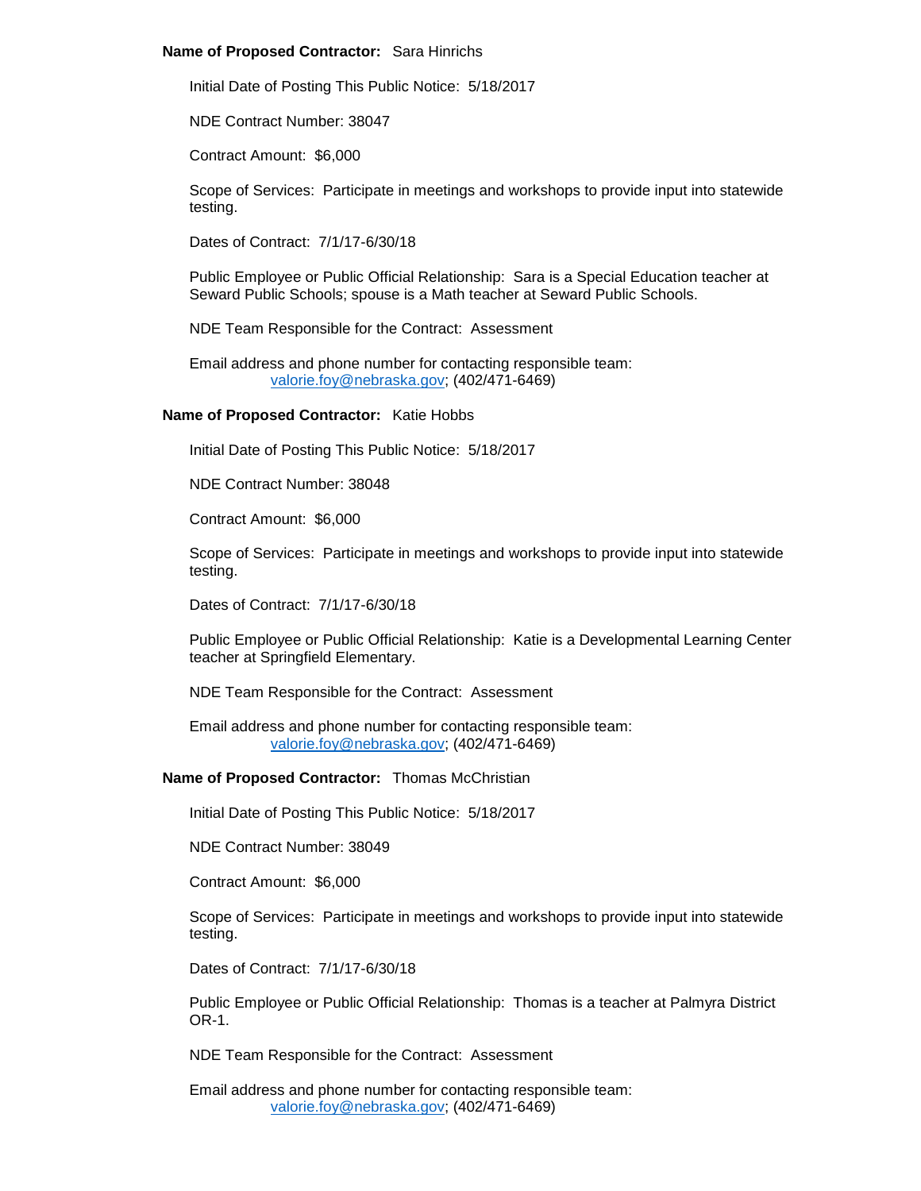**Name of Proposed Contractor:** Sara Hinrichs

Initial Date of Posting This Public Notice: 5/18/2017

NDE Contract Number: 38047

Contract Amount: $6,000

Scope of Services: Participate in meetings and workshops to provide input into statewide testing.

Dates of Contract: 7/1/17-6/30/18

Public Employee or Public Official Relationship: Sara is a Special Education teacher at Seward Public Schools; spouse is a Math teacher at Seward Public Schools.

NDE Team Responsible for the Contract: Assessment

Email address and phone number for contacting responsible team:
valorie.foy@nebraska.gov; (402/471-6469)

**Name of Proposed Contractor:** Katie Hobbs

Initial Date of Posting This Public Notice: 5/18/2017

NDE Contract Number: 38048

Contract Amount: $6,000

Scope of Services: Participate in meetings and workshops to provide input into statewide testing.

Dates of Contract: 7/1/17-6/30/18

Public Employee or Public Official Relationship: Katie is a Developmental Learning Center teacher at Springfield Elementary.

NDE Team Responsible for the Contract: Assessment

Email address and phone number for contacting responsible team:
valorie.foy@nebraska.gov; (402/471-6469)

**Name of Proposed Contractor:** Thomas McChristian

Initial Date of Posting This Public Notice: 5/18/2017

NDE Contract Number: 38049

Contract Amount: $6,000

Scope of Services: Participate in meetings and workshops to provide input into statewide testing.

Dates of Contract: 7/1/17-6/30/18

Public Employee or Public Official Relationship: Thomas is a teacher at Palmyra District OR-1.

NDE Team Responsible for the Contract: Assessment

Email address and phone number for contacting responsible team:
valorie.foy@nebraska.gov; (402/471-6469)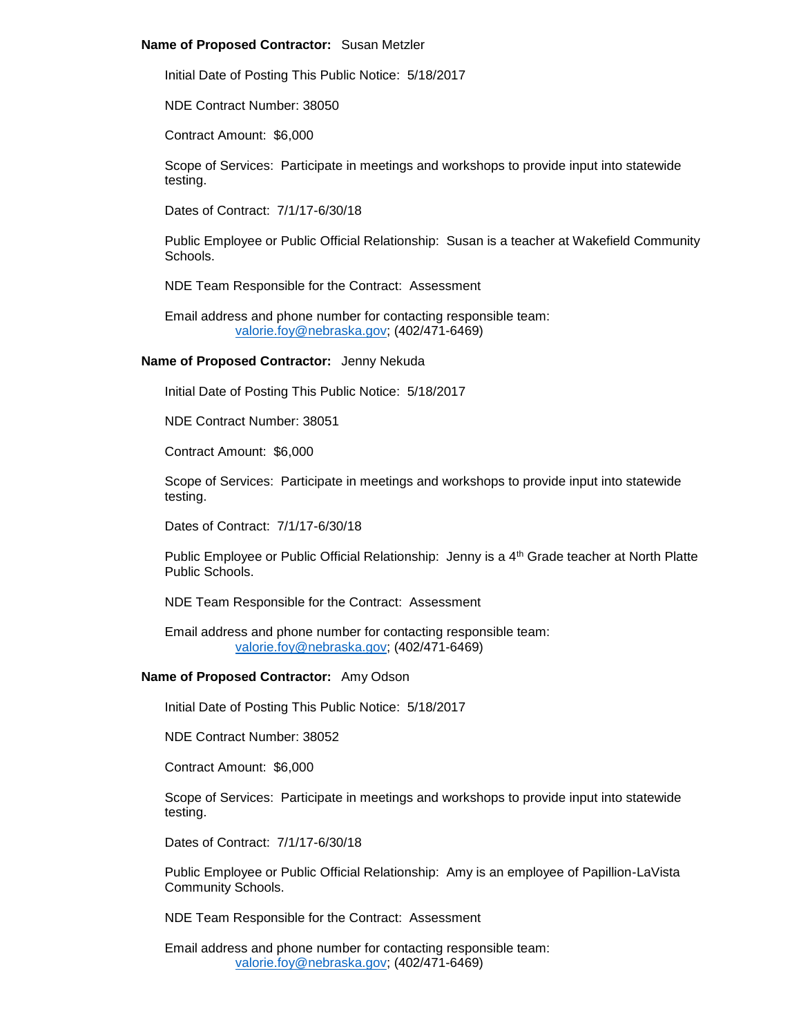**Name of Proposed Contractor:** Susan Metzler

Initial Date of Posting This Public Notice: 5/18/2017

NDE Contract Number: 38050

Contract Amount: $6,000

Scope of Services: Participate in meetings and workshops to provide input into statewide testing.

Dates of Contract: 7/1/17-6/30/18

Public Employee or Public Official Relationship: Susan is a teacher at Wakefield Community Schools.

NDE Team Responsible for the Contract: Assessment

Email address and phone number for contacting responsible team:
valorie.foy@nebraska.gov; (402/471-6469)

**Name of Proposed Contractor:** Jenny Nekuda

Initial Date of Posting This Public Notice: 5/18/2017

NDE Contract Number: 38051

Contract Amount: $6,000

Scope of Services: Participate in meetings and workshops to provide input into statewide testing.

Dates of Contract: 7/1/17-6/30/18

Public Employee or Public Official Relationship: Jenny is a 4th Grade teacher at North Platte Public Schools.

NDE Team Responsible for the Contract: Assessment

Email address and phone number for contacting responsible team:
valorie.foy@nebraska.gov; (402/471-6469)

**Name of Proposed Contractor:** Amy Odson

Initial Date of Posting This Public Notice: 5/18/2017

NDE Contract Number: 38052

Contract Amount: $6,000

Scope of Services: Participate in meetings and workshops to provide input into statewide testing.

Dates of Contract: 7/1/17-6/30/18

Public Employee or Public Official Relationship: Amy is an employee of Papillion-LaVista Community Schools.

NDE Team Responsible for the Contract: Assessment

Email address and phone number for contacting responsible team:
valorie.foy@nebraska.gov; (402/471-6469)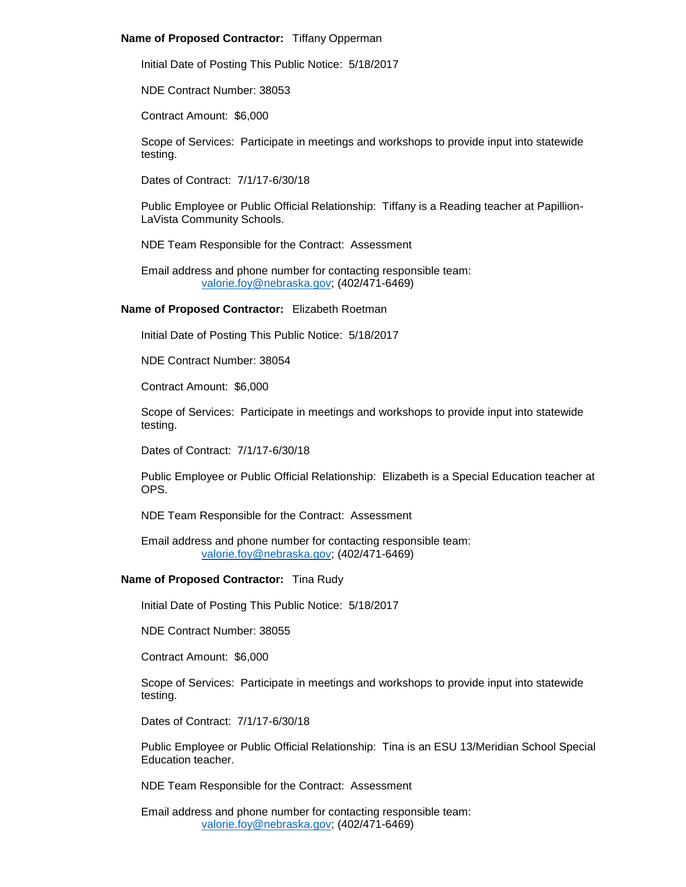**Name of Proposed Contractor:** Tiffany Opperman

Initial Date of Posting This Public Notice: 5/18/2017

NDE Contract Number: 38053

Contract Amount: $6,000

Scope of Services: Participate in meetings and workshops to provide input into statewide testing.

Dates of Contract: 7/1/17-6/30/18

Public Employee or Public Official Relationship: Tiffany is a Reading teacher at Papillion-LaVista Community Schools.

NDE Team Responsible for the Contract: Assessment

Email address and phone number for contacting responsible team:
valorie.foy@nebraska.gov; (402/471-6469)

**Name of Proposed Contractor:** Elizabeth Roetman

Initial Date of Posting This Public Notice: 5/18/2017

NDE Contract Number: 38054

Contract Amount: $6,000

Scope of Services: Participate in meetings and workshops to provide input into statewide testing.

Dates of Contract: 7/1/17-6/30/18

Public Employee or Public Official Relationship: Elizabeth is a Special Education teacher at OPS.

NDE Team Responsible for the Contract: Assessment

Email address and phone number for contacting responsible team:
valorie.foy@nebraska.gov; (402/471-6469)

**Name of Proposed Contractor:** Tina Rudy

Initial Date of Posting This Public Notice: 5/18/2017

NDE Contract Number: 38055

Contract Amount: $6,000

Scope of Services: Participate in meetings and workshops to provide input into statewide testing.

Dates of Contract: 7/1/17-6/30/18

Public Employee or Public Official Relationship: Tina is an ESU 13/Meridian School Special Education teacher.

NDE Team Responsible for the Contract: Assessment

Email address and phone number for contacting responsible team:
valorie.foy@nebraska.gov; (402/471-6469)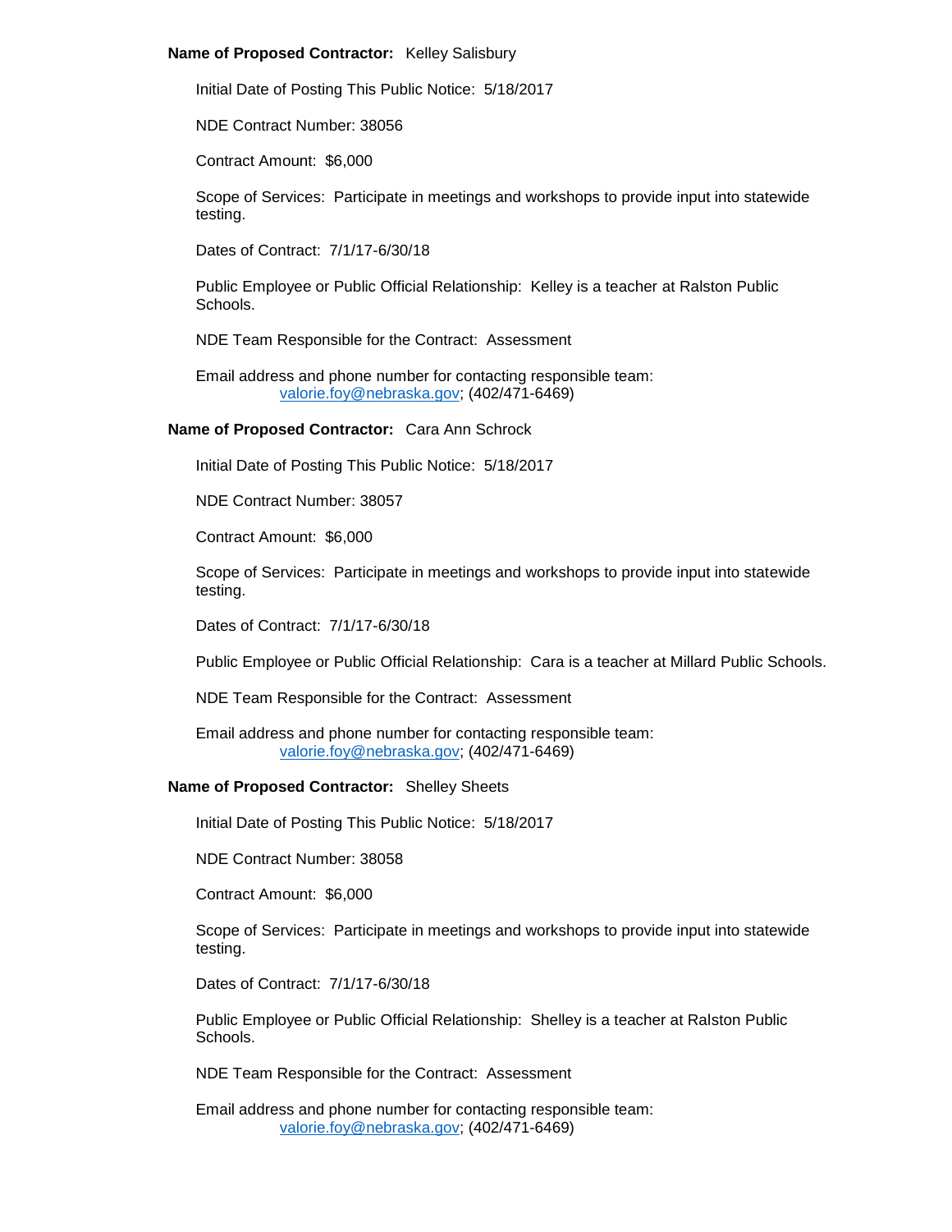**Name of Proposed Contractor:** Kelley Salisbury

Initial Date of Posting This Public Notice: 5/18/2017

NDE Contract Number: 38056

Contract Amount: $6,000

Scope of Services: Participate in meetings and workshops to provide input into statewide testing.

Dates of Contract: 7/1/17-6/30/18

Public Employee or Public Official Relationship: Kelley is a teacher at Ralston Public Schools.

NDE Team Responsible for the Contract: Assessment

Email address and phone number for contacting responsible team:
valorie.foy@nebraska.gov; (402/471-6469)

**Name of Proposed Contractor:** Cara Ann Schrock

Initial Date of Posting This Public Notice: 5/18/2017

NDE Contract Number: 38057

Contract Amount: $6,000

Scope of Services: Participate in meetings and workshops to provide input into statewide testing.

Dates of Contract: 7/1/17-6/30/18

Public Employee or Public Official Relationship: Cara is a teacher at Millard Public Schools.

NDE Team Responsible for the Contract: Assessment

Email address and phone number for contacting responsible team:
valorie.foy@nebraska.gov; (402/471-6469)

**Name of Proposed Contractor:** Shelley Sheets

Initial Date of Posting This Public Notice: 5/18/2017

NDE Contract Number: 38058

Contract Amount: $6,000

Scope of Services: Participate in meetings and workshops to provide input into statewide testing.

Dates of Contract: 7/1/17-6/30/18

Public Employee or Public Official Relationship: Shelley is a teacher at Ralston Public Schools.

NDE Team Responsible for the Contract: Assessment

Email address and phone number for contacting responsible team:
valorie.foy@nebraska.gov; (402/471-6469)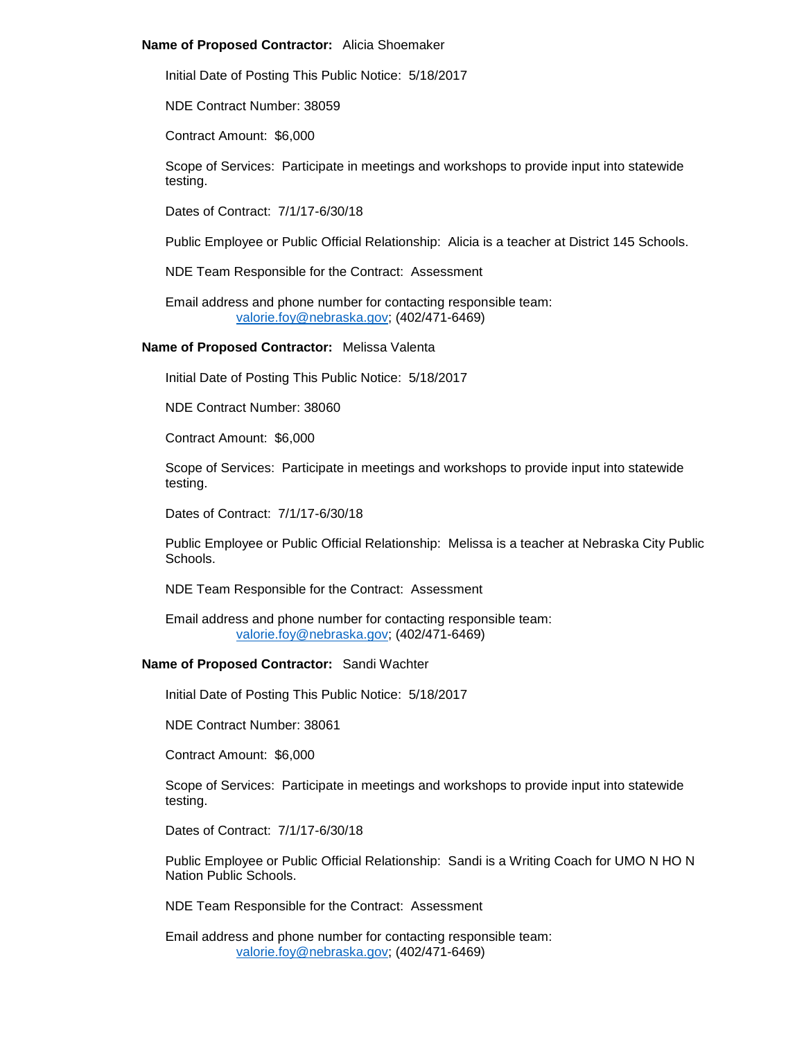**Name of Proposed Contractor:** Alicia Shoemaker

Initial Date of Posting This Public Notice: 5/18/2017

NDE Contract Number: 38059

Contract Amount: $6,000

Scope of Services: Participate in meetings and workshops to provide input into statewide testing.

Dates of Contract: 7/1/17-6/30/18

Public Employee or Public Official Relationship: Alicia is a teacher at District 145 Schools.

NDE Team Responsible for the Contract: Assessment

Email address and phone number for contacting responsible team:
valorie.foy@nebraska.gov; (402/471-6469)

**Name of Proposed Contractor:** Melissa Valenta

Initial Date of Posting This Public Notice: 5/18/2017

NDE Contract Number: 38060

Contract Amount: $6,000

Scope of Services: Participate in meetings and workshops to provide input into statewide testing.

Dates of Contract: 7/1/17-6/30/18

Public Employee or Public Official Relationship: Melissa is a teacher at Nebraska City Public Schools.

NDE Team Responsible for the Contract: Assessment

Email address and phone number for contacting responsible team:
valorie.foy@nebraska.gov; (402/471-6469)

**Name of Proposed Contractor:** Sandi Wachter

Initial Date of Posting This Public Notice: 5/18/2017

NDE Contract Number: 38061

Contract Amount: $6,000

Scope of Services: Participate in meetings and workshops to provide input into statewide testing.

Dates of Contract: 7/1/17-6/30/18

Public Employee or Public Official Relationship: Sandi is a Writing Coach for UMO N HO N Nation Public Schools.

NDE Team Responsible for the Contract: Assessment

Email address and phone number for contacting responsible team:
valorie.foy@nebraska.gov; (402/471-6469)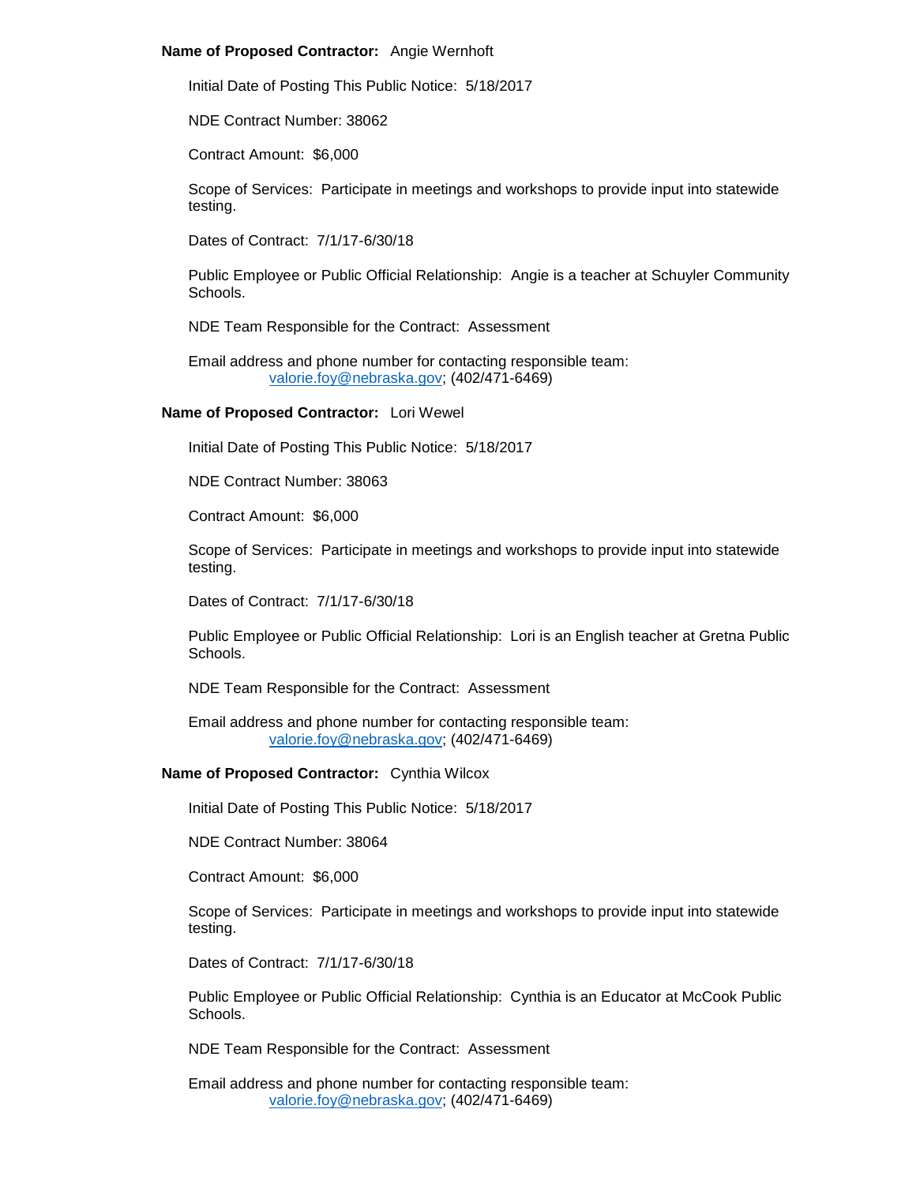**Name of Proposed Contractor:** Angie Wernhoft

Initial Date of Posting This Public Notice: 5/18/2017

NDE Contract Number: 38062

Contract Amount: $6,000

Scope of Services: Participate in meetings and workshops to provide input into statewide testing.

Dates of Contract: 7/1/17-6/30/18

Public Employee or Public Official Relationship: Angie is a teacher at Schuyler Community Schools.

NDE Team Responsible for the Contract: Assessment

Email address and phone number for contacting responsible team:
valorie.foy@nebraska.gov; (402/471-6469)

**Name of Proposed Contractor:** Lori Wewel

Initial Date of Posting This Public Notice: 5/18/2017

NDE Contract Number: 38063

Contract Amount: $6,000

Scope of Services: Participate in meetings and workshops to provide input into statewide testing.

Dates of Contract: 7/1/17-6/30/18

Public Employee or Public Official Relationship: Lori is an English teacher at Gretna Public Schools.

NDE Team Responsible for the Contract: Assessment

Email address and phone number for contacting responsible team:
valorie.foy@nebraska.gov; (402/471-6469)

**Name of Proposed Contractor:** Cynthia Wilcox

Initial Date of Posting This Public Notice: 5/18/2017

NDE Contract Number: 38064

Contract Amount: $6,000

Scope of Services: Participate in meetings and workshops to provide input into statewide testing.

Dates of Contract: 7/1/17-6/30/18

Public Employee or Public Official Relationship: Cynthia is an Educator at McCook Public Schools.

NDE Team Responsible for the Contract: Assessment

Email address and phone number for contacting responsible team:
valorie.foy@nebraska.gov; (402/471-6469)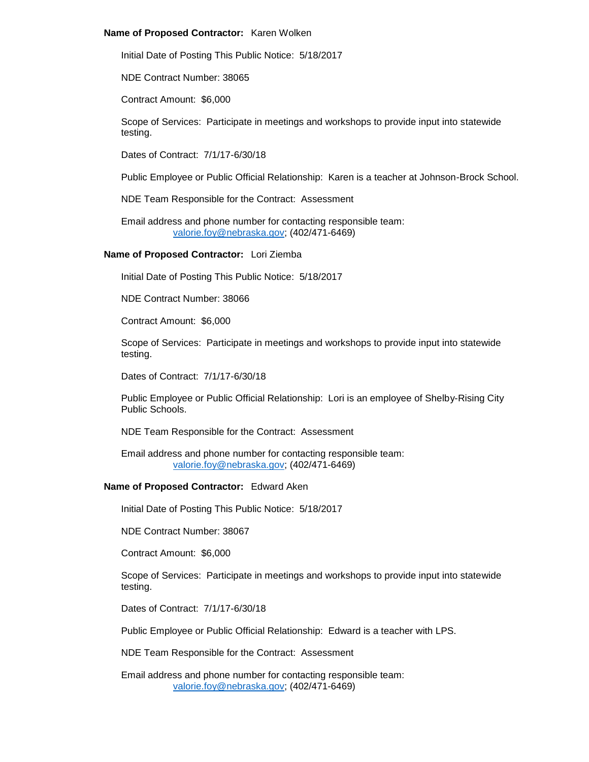**Name of Proposed Contractor:** Karen Wolken

Initial Date of Posting This Public Notice: 5/18/2017

NDE Contract Number: 38065

Contract Amount: $6,000

Scope of Services: Participate in meetings and workshops to provide input into statewide testing.

Dates of Contract: 7/1/17-6/30/18

Public Employee or Public Official Relationship: Karen is a teacher at Johnson-Brock School.

NDE Team Responsible for the Contract: Assessment

Email address and phone number for contacting responsible team:
valorie.foy@nebraska.gov; (402/471-6469)

**Name of Proposed Contractor:** Lori Ziemba

Initial Date of Posting This Public Notice: 5/18/2017

NDE Contract Number: 38066

Contract Amount: $6,000

Scope of Services: Participate in meetings and workshops to provide input into statewide testing.

Dates of Contract: 7/1/17-6/30/18

Public Employee or Public Official Relationship: Lori is an employee of Shelby-Rising City Public Schools.

NDE Team Responsible for the Contract: Assessment

Email address and phone number for contacting responsible team:
valorie.foy@nebraska.gov; (402/471-6469)

**Name of Proposed Contractor:** Edward Aken

Initial Date of Posting This Public Notice: 5/18/2017

NDE Contract Number: 38067

Contract Amount: $6,000

Scope of Services: Participate in meetings and workshops to provide input into statewide testing.

Dates of Contract: 7/1/17-6/30/18

Public Employee or Public Official Relationship: Edward is a teacher with LPS.

NDE Team Responsible for the Contract: Assessment

Email address and phone number for contacting responsible team:
valorie.foy@nebraska.gov; (402/471-6469)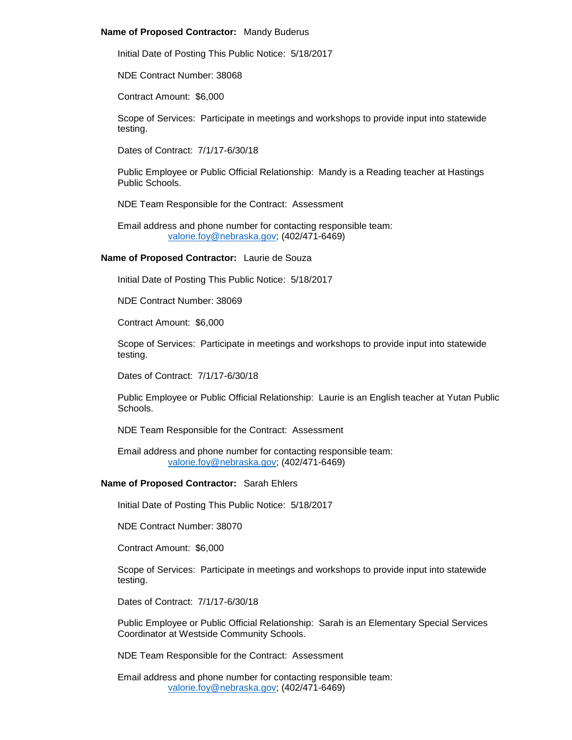**Name of Proposed Contractor:** Mandy Buderus

Initial Date of Posting This Public Notice: 5/18/2017

NDE Contract Number: 38068

Contract Amount: $6,000

Scope of Services: Participate in meetings and workshops to provide input into statewide testing.

Dates of Contract: 7/1/17-6/30/18

Public Employee or Public Official Relationship: Mandy is a Reading teacher at Hastings Public Schools.

NDE Team Responsible for the Contract: Assessment

Email address and phone number for contacting responsible team:
valorie.foy@nebraska.gov; (402/471-6469)

**Name of Proposed Contractor:** Laurie de Souza

Initial Date of Posting This Public Notice: 5/18/2017

NDE Contract Number: 38069

Contract Amount: $6,000

Scope of Services: Participate in meetings and workshops to provide input into statewide testing.

Dates of Contract: 7/1/17-6/30/18

Public Employee or Public Official Relationship: Laurie is an English teacher at Yutan Public Schools.

NDE Team Responsible for the Contract: Assessment

Email address and phone number for contacting responsible team:
valorie.foy@nebraska.gov; (402/471-6469)

**Name of Proposed Contractor:** Sarah Ehlers

Initial Date of Posting This Public Notice: 5/18/2017

NDE Contract Number: 38070

Contract Amount: $6,000

Scope of Services: Participate in meetings and workshops to provide input into statewide testing.

Dates of Contract: 7/1/17-6/30/18

Public Employee or Public Official Relationship: Sarah is an Elementary Special Services Coordinator at Westside Community Schools.

NDE Team Responsible for the Contract: Assessment

Email address and phone number for contacting responsible team:
valorie.foy@nebraska.gov; (402/471-6469)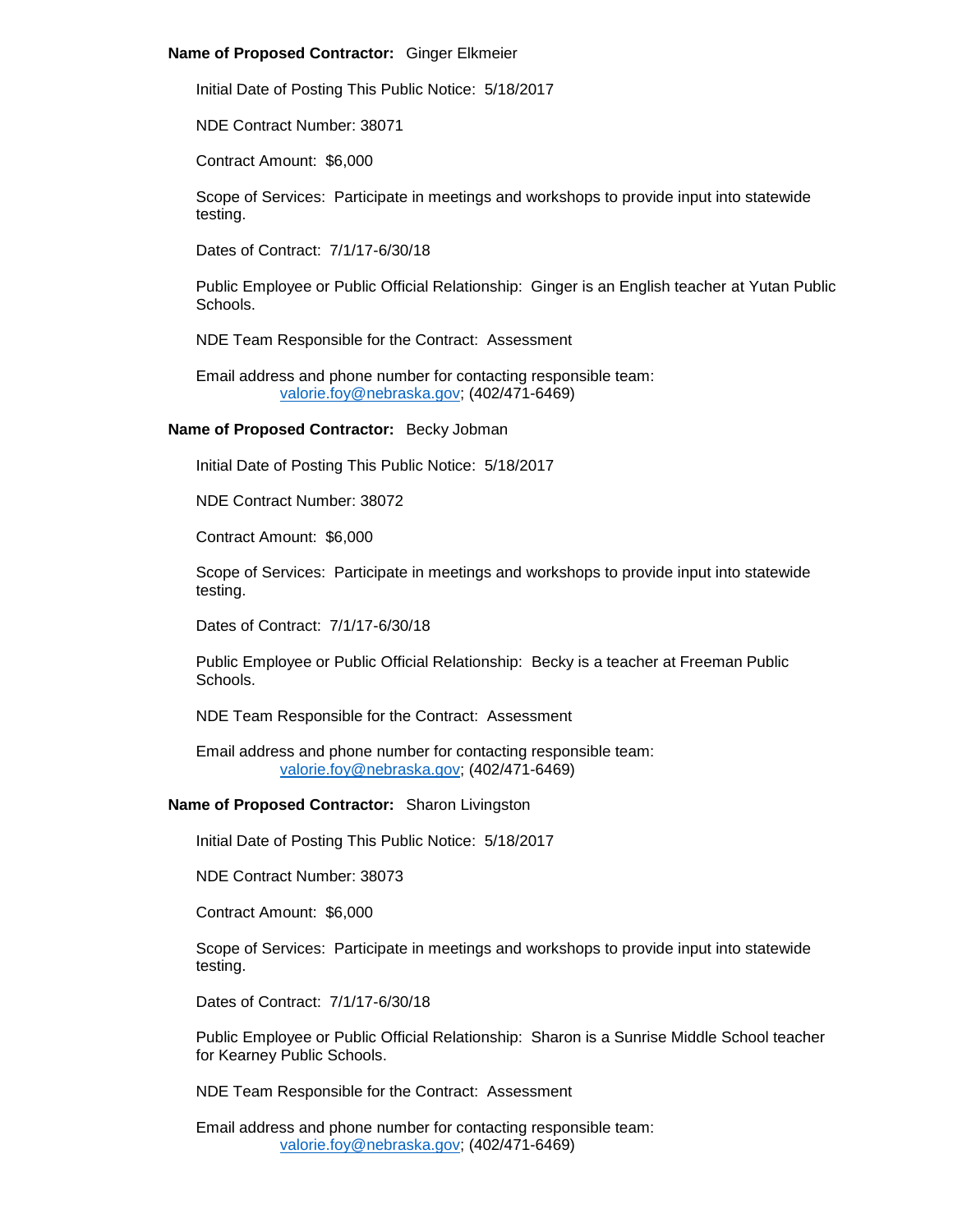**Name of Proposed Contractor:** Ginger Elkmeier

Initial Date of Posting This Public Notice: 5/18/2017

NDE Contract Number: 38071

Contract Amount: $6,000

Scope of Services: Participate in meetings and workshops to provide input into statewide testing.

Dates of Contract: 7/1/17-6/30/18

Public Employee or Public Official Relationship: Ginger is an English teacher at Yutan Public Schools.

NDE Team Responsible for the Contract: Assessment

Email address and phone number for contacting responsible team:
valorie.foy@nebraska.gov; (402/471-6469)

**Name of Proposed Contractor:** Becky Jobman

Initial Date of Posting This Public Notice: 5/18/2017

NDE Contract Number: 38072

Contract Amount: $6,000

Scope of Services: Participate in meetings and workshops to provide input into statewide testing.

Dates of Contract: 7/1/17-6/30/18

Public Employee or Public Official Relationship: Becky is a teacher at Freeman Public Schools.

NDE Team Responsible for the Contract: Assessment

Email address and phone number for contacting responsible team:
valorie.foy@nebraska.gov; (402/471-6469)

**Name of Proposed Contractor:** Sharon Livingston

Initial Date of Posting This Public Notice: 5/18/2017

NDE Contract Number: 38073

Contract Amount: $6,000

Scope of Services: Participate in meetings and workshops to provide input into statewide testing.

Dates of Contract: 7/1/17-6/30/18

Public Employee or Public Official Relationship: Sharon is a Sunrise Middle School teacher for Kearney Public Schools.

NDE Team Responsible for the Contract: Assessment

Email address and phone number for contacting responsible team:
valorie.foy@nebraska.gov; (402/471-6469)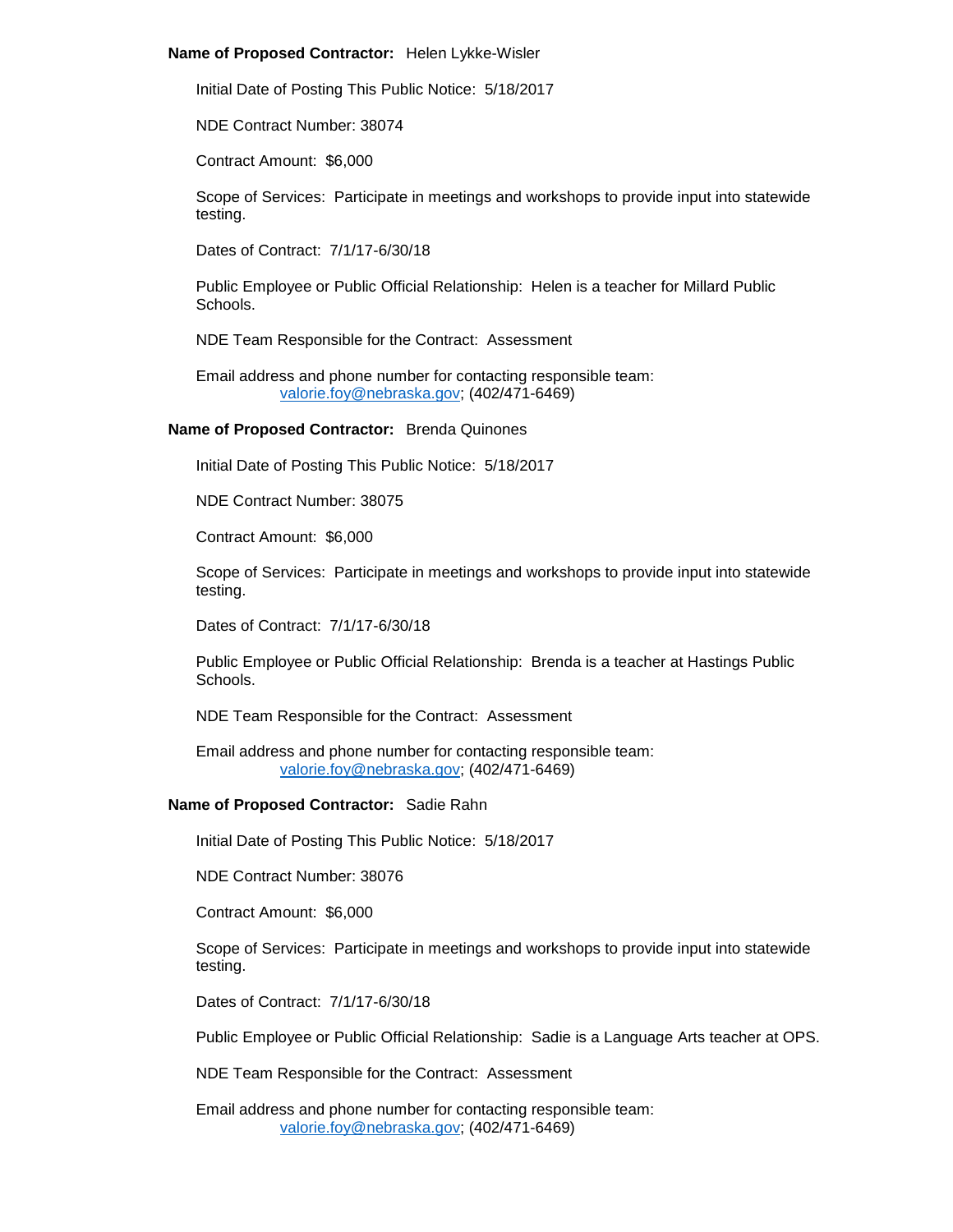**Name of Proposed Contractor:** Helen Lykke-Wisler

Initial Date of Posting This Public Notice: 5/18/2017

NDE Contract Number: 38074

Contract Amount: $6,000

Scope of Services: Participate in meetings and workshops to provide input into statewide testing.

Dates of Contract: 7/1/17-6/30/18

Public Employee or Public Official Relationship: Helen is a teacher for Millard Public Schools.

NDE Team Responsible for the Contract: Assessment

Email address and phone number for contacting responsible team:
valorie.foy@nebraska.gov; (402/471-6469)

**Name of Proposed Contractor:** Brenda Quinones

Initial Date of Posting This Public Notice: 5/18/2017

NDE Contract Number: 38075

Contract Amount: $6,000

Scope of Services: Participate in meetings and workshops to provide input into statewide testing.

Dates of Contract: 7/1/17-6/30/18

Public Employee or Public Official Relationship: Brenda is a teacher at Hastings Public Schools.

NDE Team Responsible for the Contract: Assessment

Email address and phone number for contacting responsible team:
valorie.foy@nebraska.gov; (402/471-6469)

**Name of Proposed Contractor:** Sadie Rahn

Initial Date of Posting This Public Notice: 5/18/2017

NDE Contract Number: 38076

Contract Amount: $6,000

Scope of Services: Participate in meetings and workshops to provide input into statewide testing.

Dates of Contract: 7/1/17-6/30/18

Public Employee or Public Official Relationship: Sadie is a Language Arts teacher at OPS.

NDE Team Responsible for the Contract: Assessment

Email address and phone number for contacting responsible team:
valorie.foy@nebraska.gov; (402/471-6469)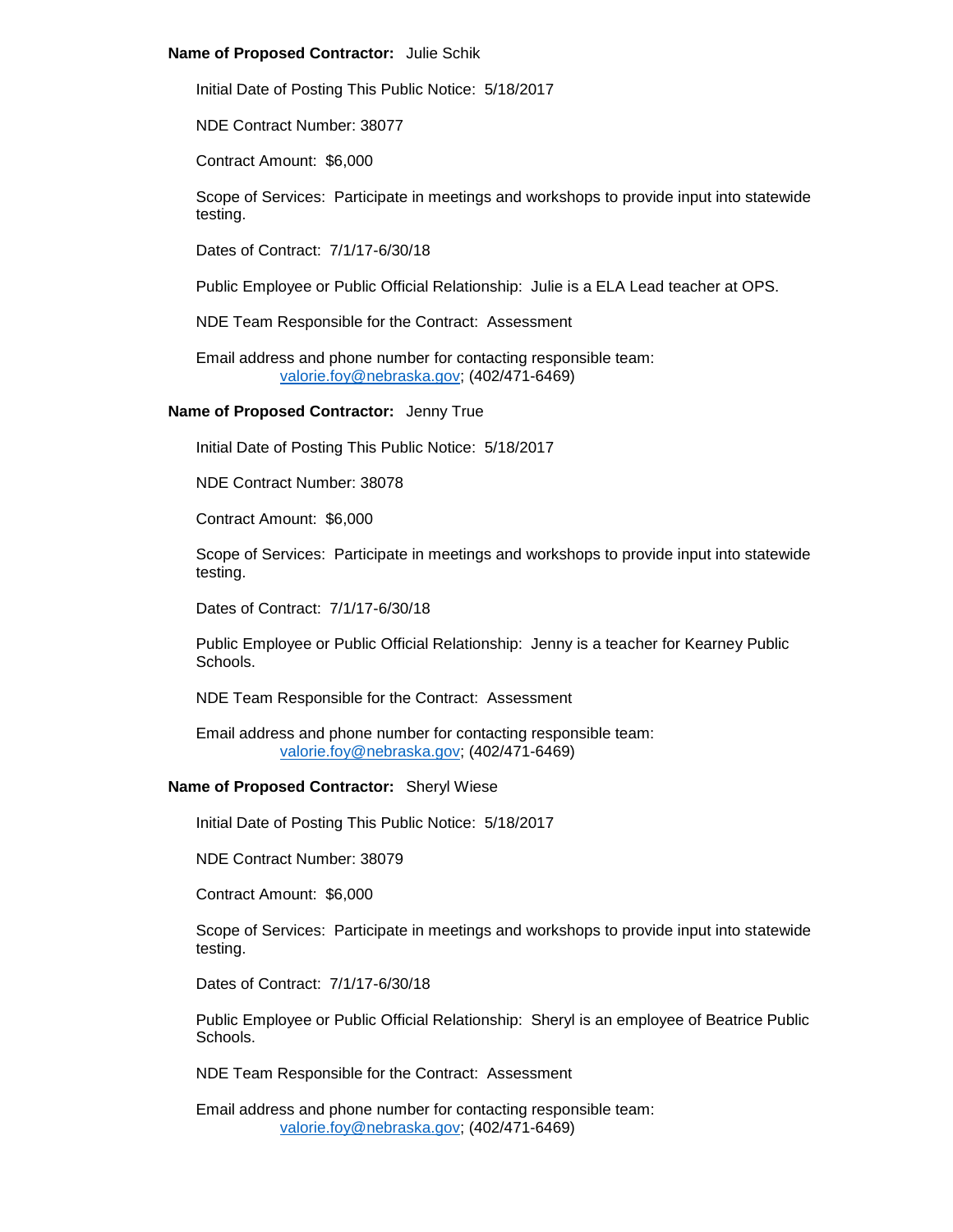**Name of Proposed Contractor:** Julie Schik

Initial Date of Posting This Public Notice: 5/18/2017

NDE Contract Number: 38077

Contract Amount: $6,000

Scope of Services: Participate in meetings and workshops to provide input into statewide testing.

Dates of Contract: 7/1/17-6/30/18

Public Employee or Public Official Relationship: Julie is a ELA Lead teacher at OPS.

NDE Team Responsible for the Contract: Assessment

Email address and phone number for contacting responsible team:
valorie.foy@nebraska.gov; (402/471-6469)

**Name of Proposed Contractor:** Jenny True

Initial Date of Posting This Public Notice: 5/18/2017

NDE Contract Number: 38078

Contract Amount: $6,000

Scope of Services: Participate in meetings and workshops to provide input into statewide testing.

Dates of Contract: 7/1/17-6/30/18

Public Employee or Public Official Relationship: Jenny is a teacher for Kearney Public Schools.

NDE Team Responsible for the Contract: Assessment

Email address and phone number for contacting responsible team:
valorie.foy@nebraska.gov; (402/471-6469)

**Name of Proposed Contractor:** Sheryl Wiese

Initial Date of Posting This Public Notice: 5/18/2017

NDE Contract Number: 38079

Contract Amount: $6,000

Scope of Services: Participate in meetings and workshops to provide input into statewide testing.

Dates of Contract: 7/1/17-6/30/18

Public Employee or Public Official Relationship: Sheryl is an employee of Beatrice Public Schools.

NDE Team Responsible for the Contract: Assessment

Email address and phone number for contacting responsible team:
valorie.foy@nebraska.gov; (402/471-6469)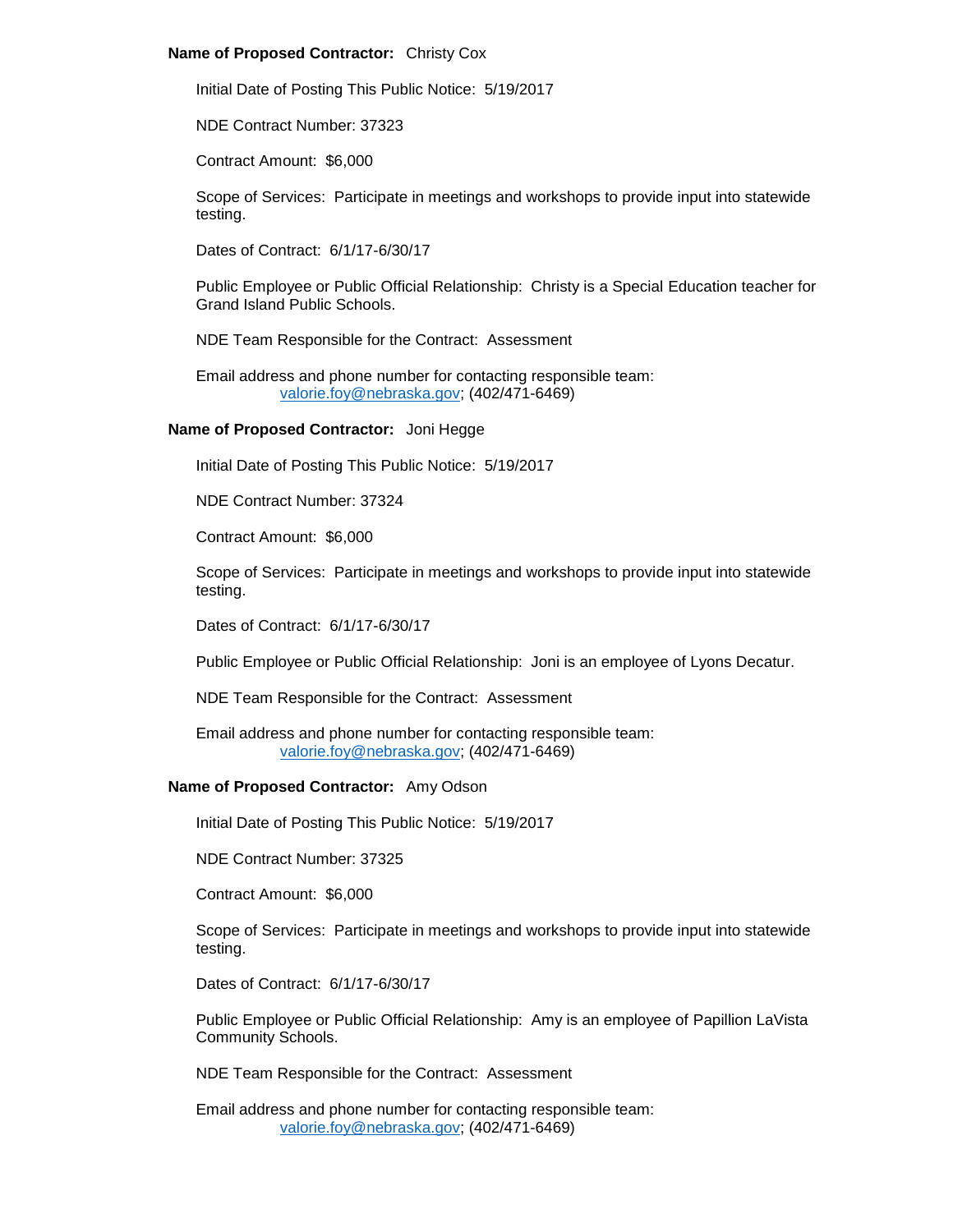**Name of Proposed Contractor:** Christy Cox

Initial Date of Posting This Public Notice: 5/19/2017

NDE Contract Number: 37323

Contract Amount: $6,000

Scope of Services: Participate in meetings and workshops to provide input into statewide testing.

Dates of Contract: 6/1/17-6/30/17

Public Employee or Public Official Relationship: Christy is a Special Education teacher for Grand Island Public Schools.

NDE Team Responsible for the Contract: Assessment

Email address and phone number for contacting responsible team:
valorie.foy@nebraska.gov; (402/471-6469)

**Name of Proposed Contractor:** Joni Hegge

Initial Date of Posting This Public Notice: 5/19/2017

NDE Contract Number: 37324

Contract Amount: $6,000

Scope of Services: Participate in meetings and workshops to provide input into statewide testing.

Dates of Contract: 6/1/17-6/30/17

Public Employee or Public Official Relationship: Joni is an employee of Lyons Decatur.

NDE Team Responsible for the Contract: Assessment

Email address and phone number for contacting responsible team:
valorie.foy@nebraska.gov; (402/471-6469)

**Name of Proposed Contractor:** Amy Odson

Initial Date of Posting This Public Notice: 5/19/2017

NDE Contract Number: 37325

Contract Amount: $6,000

Scope of Services: Participate in meetings and workshops to provide input into statewide testing.

Dates of Contract: 6/1/17-6/30/17

Public Employee or Public Official Relationship: Amy is an employee of Papillion LaVista Community Schools.

NDE Team Responsible for the Contract: Assessment

Email address and phone number for contacting responsible team:
valorie.foy@nebraska.gov; (402/471-6469)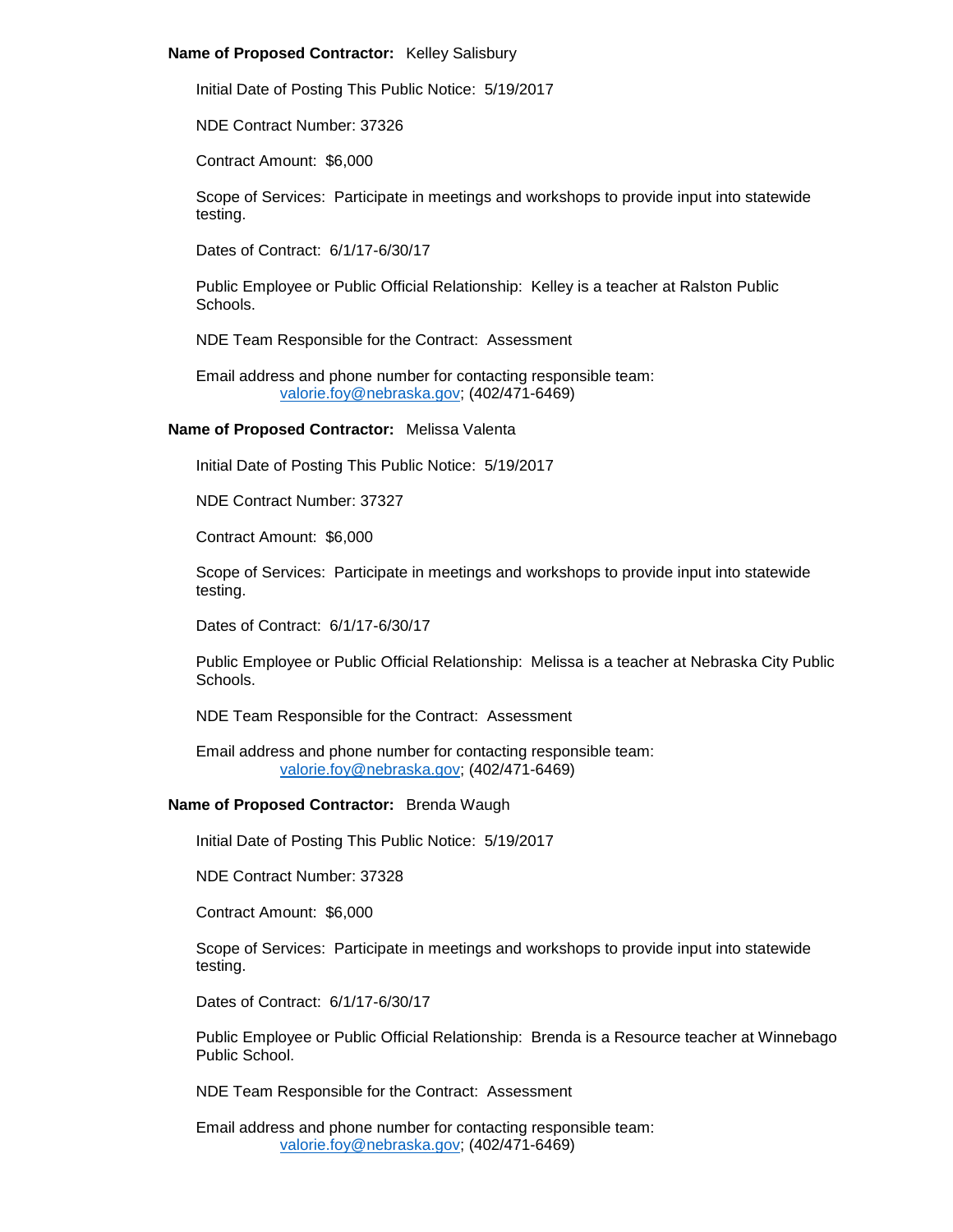**Name of Proposed Contractor:** Kelley Salisbury

Initial Date of Posting This Public Notice: 5/19/2017

NDE Contract Number: 37326

Contract Amount: $6,000

Scope of Services: Participate in meetings and workshops to provide input into statewide testing.

Dates of Contract: 6/1/17-6/30/17

Public Employee or Public Official Relationship: Kelley is a teacher at Ralston Public Schools.

NDE Team Responsible for the Contract: Assessment

Email address and phone number for contacting responsible team:
valorie.foy@nebraska.gov; (402/471-6469)

**Name of Proposed Contractor:** Melissa Valenta

Initial Date of Posting This Public Notice: 5/19/2017

NDE Contract Number: 37327

Contract Amount: $6,000

Scope of Services: Participate in meetings and workshops to provide input into statewide testing.

Dates of Contract: 6/1/17-6/30/17

Public Employee or Public Official Relationship: Melissa is a teacher at Nebraska City Public Schools.

NDE Team Responsible for the Contract: Assessment

Email address and phone number for contacting responsible team:
valorie.foy@nebraska.gov; (402/471-6469)

**Name of Proposed Contractor:** Brenda Waugh

Initial Date of Posting This Public Notice: 5/19/2017

NDE Contract Number: 37328

Contract Amount: $6,000

Scope of Services: Participate in meetings and workshops to provide input into statewide testing.

Dates of Contract: 6/1/17-6/30/17

Public Employee or Public Official Relationship: Brenda is a Resource teacher at Winnebago Public School.

NDE Team Responsible for the Contract: Assessment

Email address and phone number for contacting responsible team:
valorie.foy@nebraska.gov; (402/471-6469)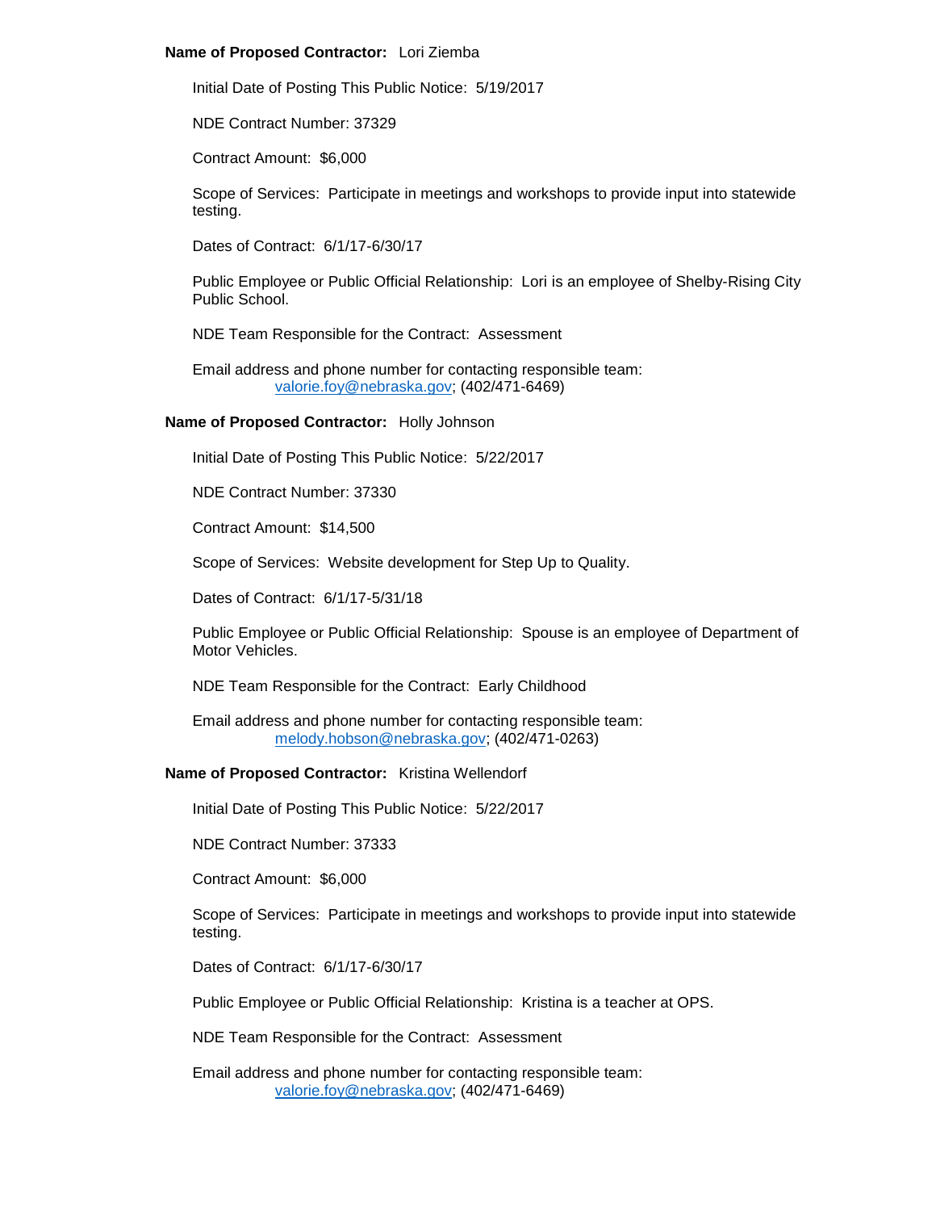**Name of Proposed Contractor:** Lori Ziemba

Initial Date of Posting This Public Notice: 5/19/2017

NDE Contract Number: 37329

Contract Amount: $6,000

Scope of Services: Participate in meetings and workshops to provide input into statewide testing.

Dates of Contract: 6/1/17-6/30/17

Public Employee or Public Official Relationship: Lori is an employee of Shelby-Rising City Public School.

NDE Team Responsible for the Contract: Assessment

Email address and phone number for contacting responsible team:
valorie.foy@nebraska.gov; (402/471-6469)

**Name of Proposed Contractor:** Holly Johnson

Initial Date of Posting This Public Notice: 5/22/2017

NDE Contract Number: 37330

Contract Amount: $14,500

Scope of Services: Website development for Step Up to Quality.

Dates of Contract: 6/1/17-5/31/18

Public Employee or Public Official Relationship: Spouse is an employee of Department of Motor Vehicles.

NDE Team Responsible for the Contract: Early Childhood

Email address and phone number for contacting responsible team:
melody.hobson@nebraska.gov; (402/471-0263)

**Name of Proposed Contractor:** Kristina Wellendorf

Initial Date of Posting This Public Notice: 5/22/2017

NDE Contract Number: 37333

Contract Amount: $6,000

Scope of Services: Participate in meetings and workshops to provide input into statewide testing.

Dates of Contract: 6/1/17-6/30/17

Public Employee or Public Official Relationship: Kristina is a teacher at OPS.

NDE Team Responsible for the Contract: Assessment

Email address and phone number for contacting responsible team:
valorie.foy@nebraska.gov; (402/471-6469)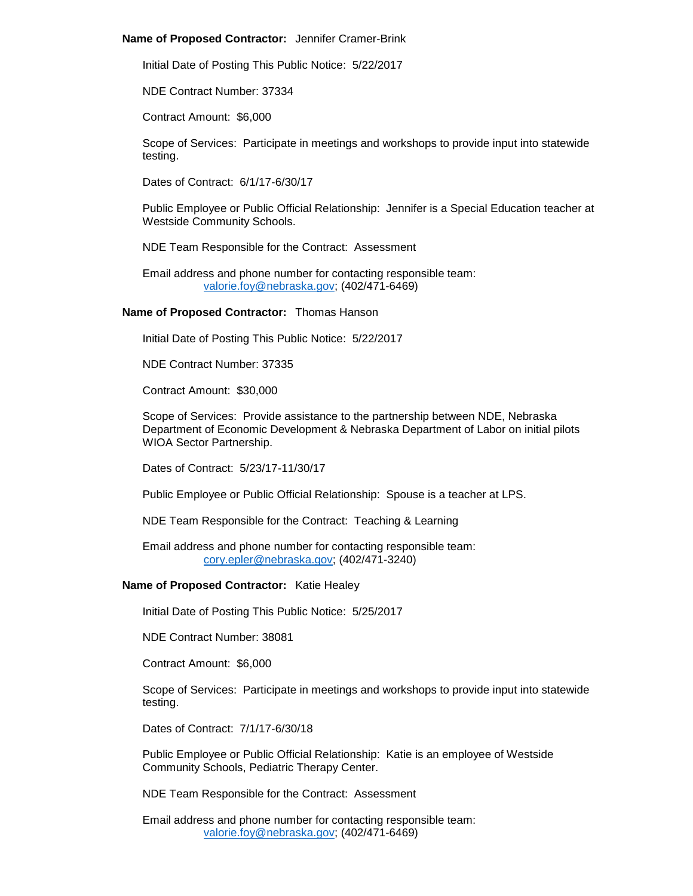**Name of Proposed Contractor:** Jennifer Cramer-Brink

Initial Date of Posting This Public Notice: 5/22/2017

NDE Contract Number: 37334

Contract Amount: $6,000

Scope of Services: Participate in meetings and workshops to provide input into statewide testing.

Dates of Contract: 6/1/17-6/30/17

Public Employee or Public Official Relationship: Jennifer is a Special Education teacher at Westside Community Schools.

NDE Team Responsible for the Contract: Assessment

Email address and phone number for contacting responsible team:
valorie.foy@nebraska.gov; (402/471-6469)

**Name of Proposed Contractor:** Thomas Hanson

Initial Date of Posting This Public Notice: 5/22/2017

NDE Contract Number: 37335

Contract Amount: $30,000

Scope of Services: Provide assistance to the partnership between NDE, Nebraska Department of Economic Development & Nebraska Department of Labor on initial pilots WIOA Sector Partnership.

Dates of Contract: 5/23/17-11/30/17

Public Employee or Public Official Relationship: Spouse is a teacher at LPS.

NDE Team Responsible for the Contract: Teaching & Learning

Email address and phone number for contacting responsible team:
cory.epler@nebraska.gov; (402/471-3240)

**Name of Proposed Contractor:** Katie Healey

Initial Date of Posting This Public Notice: 5/25/2017

NDE Contract Number: 38081

Contract Amount: $6,000

Scope of Services: Participate in meetings and workshops to provide input into statewide testing.

Dates of Contract: 7/1/17-6/30/18

Public Employee or Public Official Relationship: Katie is an employee of Westside Community Schools, Pediatric Therapy Center.

NDE Team Responsible for the Contract: Assessment

Email address and phone number for contacting responsible team:
valorie.foy@nebraska.gov; (402/471-6469)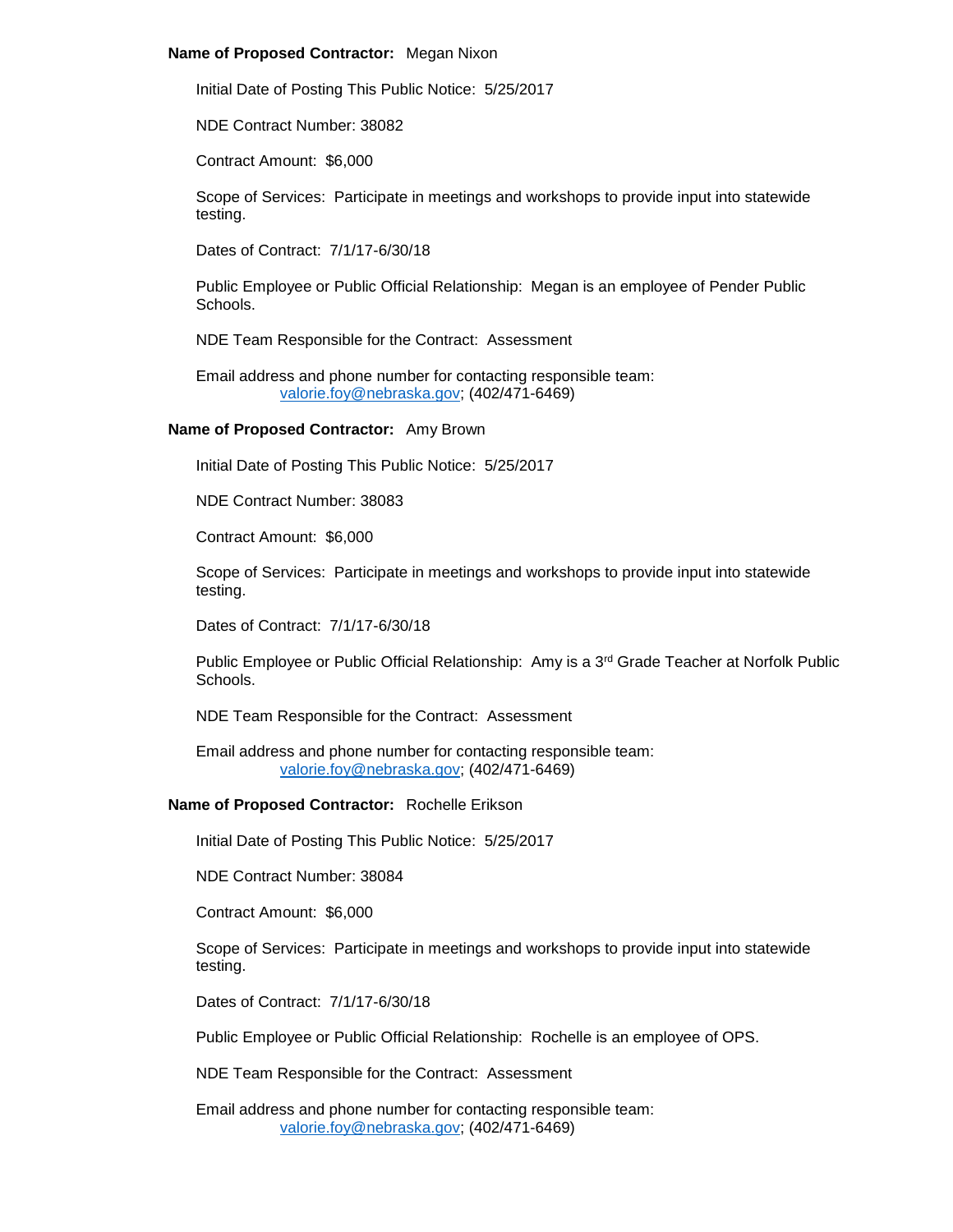**Name of Proposed Contractor:** Megan Nixon

Initial Date of Posting This Public Notice: 5/25/2017

NDE Contract Number: 38082

Contract Amount: $6,000

Scope of Services: Participate in meetings and workshops to provide input into statewide testing.

Dates of Contract: 7/1/17-6/30/18

Public Employee or Public Official Relationship: Megan is an employee of Pender Public Schools.

NDE Team Responsible for the Contract: Assessment

Email address and phone number for contacting responsible team:
valorie.foy@nebraska.gov; (402/471-6469)

**Name of Proposed Contractor:** Amy Brown

Initial Date of Posting This Public Notice: 5/25/2017

NDE Contract Number: 38083

Contract Amount: $6,000

Scope of Services: Participate in meetings and workshops to provide input into statewide testing.

Dates of Contract: 7/1/17-6/30/18

Public Employee or Public Official Relationship: Amy is a 3rd Grade Teacher at Norfolk Public Schools.

NDE Team Responsible for the Contract: Assessment

Email address and phone number for contacting responsible team:
valorie.foy@nebraska.gov; (402/471-6469)

**Name of Proposed Contractor:** Rochelle Erikson

Initial Date of Posting This Public Notice: 5/25/2017

NDE Contract Number: 38084

Contract Amount: $6,000

Scope of Services: Participate in meetings and workshops to provide input into statewide testing.

Dates of Contract: 7/1/17-6/30/18

Public Employee or Public Official Relationship: Rochelle is an employee of OPS.

NDE Team Responsible for the Contract: Assessment

Email address and phone number for contacting responsible team:
valorie.foy@nebraska.gov; (402/471-6469)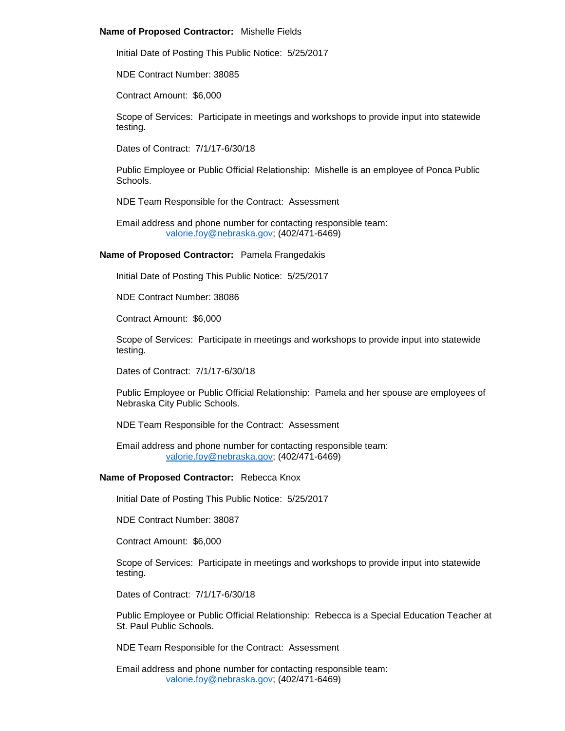**Name of Proposed Contractor:** Mishelle Fields

Initial Date of Posting This Public Notice: 5/25/2017

NDE Contract Number: 38085

Contract Amount: $6,000

Scope of Services: Participate in meetings and workshops to provide input into statewide testing.

Dates of Contract: 7/1/17-6/30/18

Public Employee or Public Official Relationship: Mishelle is an employee of Ponca Public Schools.

NDE Team Responsible for the Contract: Assessment

Email address and phone number for contacting responsible team:
valorie.foy@nebraska.gov; (402/471-6469)

**Name of Proposed Contractor:** Pamela Frangedakis

Initial Date of Posting This Public Notice: 5/25/2017

NDE Contract Number: 38086

Contract Amount: $6,000

Scope of Services: Participate in meetings and workshops to provide input into statewide testing.

Dates of Contract: 7/1/17-6/30/18

Public Employee or Public Official Relationship: Pamela and her spouse are employees of Nebraska City Public Schools.

NDE Team Responsible for the Contract: Assessment

Email address and phone number for contacting responsible team:
valorie.foy@nebraska.gov; (402/471-6469)

**Name of Proposed Contractor:** Rebecca Knox

Initial Date of Posting This Public Notice: 5/25/2017

NDE Contract Number: 38087

Contract Amount: $6,000

Scope of Services: Participate in meetings and workshops to provide input into statewide testing.

Dates of Contract: 7/1/17-6/30/18

Public Employee or Public Official Relationship: Rebecca is a Special Education Teacher at St. Paul Public Schools.

NDE Team Responsible for the Contract: Assessment

Email address and phone number for contacting responsible team:
valorie.foy@nebraska.gov; (402/471-6469)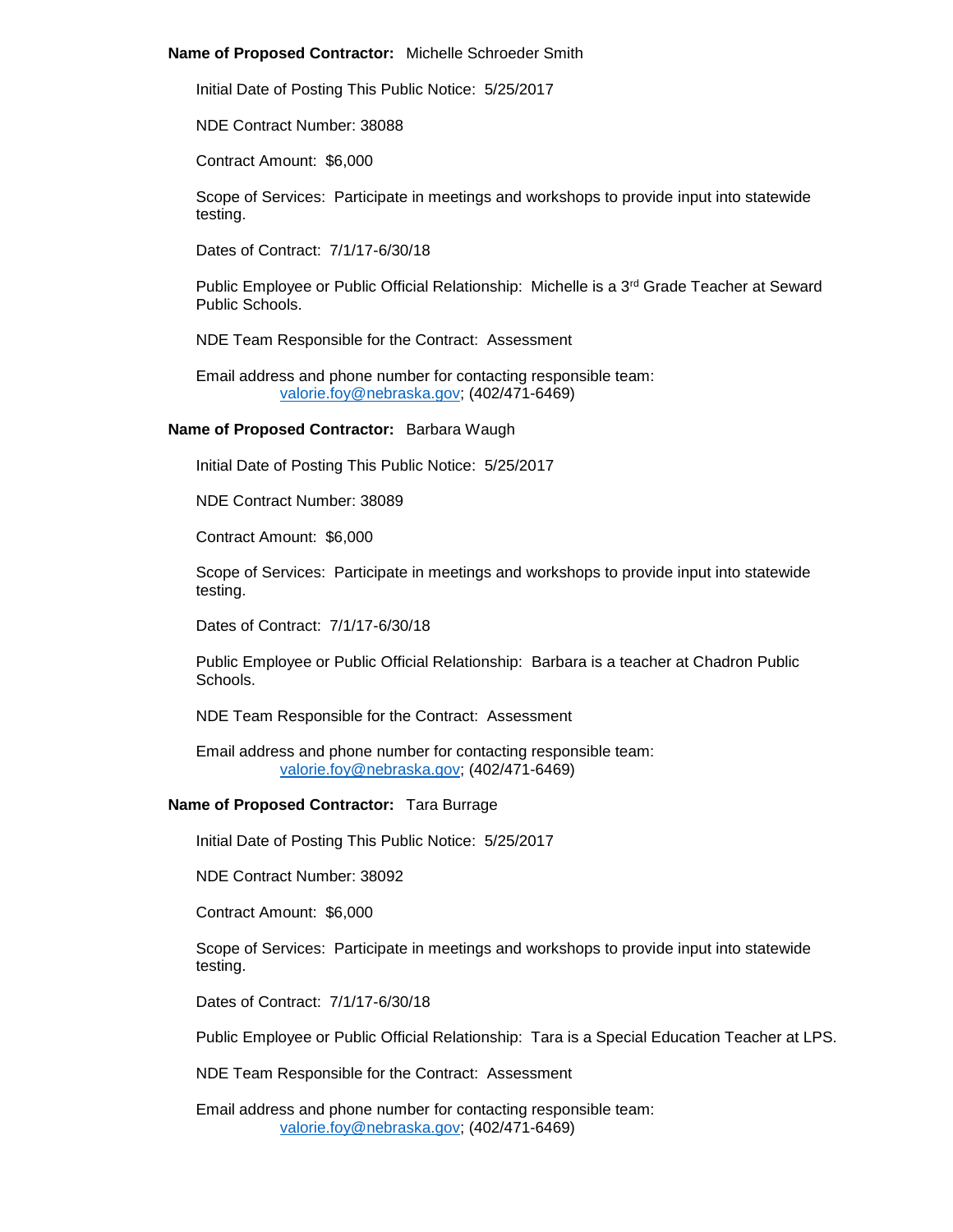**Name of Proposed Contractor:** Michelle Schroeder Smith

Initial Date of Posting This Public Notice: 5/25/2017

NDE Contract Number: 38088

Contract Amount: $6,000

Scope of Services: Participate in meetings and workshops to provide input into statewide testing.

Dates of Contract: 7/1/17-6/30/18

Public Employee or Public Official Relationship: Michelle is a 3rd Grade Teacher at Seward Public Schools.

NDE Team Responsible for the Contract: Assessment

Email address and phone number for contacting responsible team:
valorie.foy@nebraska.gov; (402/471-6469)

**Name of Proposed Contractor:** Barbara Waugh

Initial Date of Posting This Public Notice: 5/25/2017

NDE Contract Number: 38089

Contract Amount: $6,000

Scope of Services: Participate in meetings and workshops to provide input into statewide testing.

Dates of Contract: 7/1/17-6/30/18

Public Employee or Public Official Relationship: Barbara is a teacher at Chadron Public Schools.

NDE Team Responsible for the Contract: Assessment

Email address and phone number for contacting responsible team:
valorie.foy@nebraska.gov; (402/471-6469)

**Name of Proposed Contractor:** Tara Burrage

Initial Date of Posting This Public Notice: 5/25/2017

NDE Contract Number: 38092

Contract Amount: $6,000

Scope of Services: Participate in meetings and workshops to provide input into statewide testing.

Dates of Contract: 7/1/17-6/30/18

Public Employee or Public Official Relationship: Tara is a Special Education Teacher at LPS.

NDE Team Responsible for the Contract: Assessment

Email address and phone number for contacting responsible team:
valorie.foy@nebraska.gov; (402/471-6469)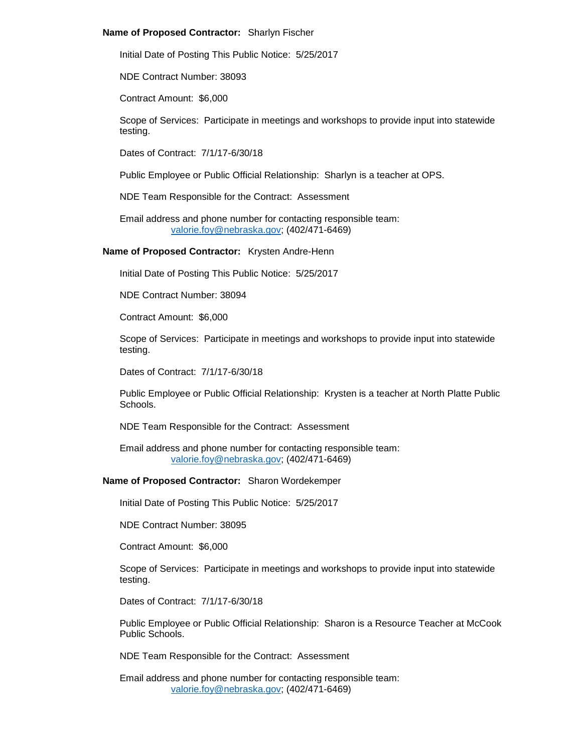**Name of Proposed Contractor:** Sharlyn Fischer

Initial Date of Posting This Public Notice: 5/25/2017

NDE Contract Number: 38093

Contract Amount: $6,000

Scope of Services: Participate in meetings and workshops to provide input into statewide testing.

Dates of Contract: 7/1/17-6/30/18

Public Employee or Public Official Relationship: Sharlyn is a teacher at OPS.

NDE Team Responsible for the Contract: Assessment

Email address and phone number for contacting responsible team:
valorie.foy@nebraska.gov; (402/471-6469)

**Name of Proposed Contractor:** Krysten Andre-Henn

Initial Date of Posting This Public Notice: 5/25/2017

NDE Contract Number: 38094

Contract Amount: $6,000

Scope of Services: Participate in meetings and workshops to provide input into statewide testing.

Dates of Contract: 7/1/17-6/30/18

Public Employee or Public Official Relationship: Krysten is a teacher at North Platte Public Schools.

NDE Team Responsible for the Contract: Assessment

Email address and phone number for contacting responsible team:
valorie.foy@nebraska.gov; (402/471-6469)

**Name of Proposed Contractor:** Sharon Wordekemper

Initial Date of Posting This Public Notice: 5/25/2017

NDE Contract Number: 38095

Contract Amount: $6,000

Scope of Services: Participate in meetings and workshops to provide input into statewide testing.

Dates of Contract: 7/1/17-6/30/18

Public Employee or Public Official Relationship: Sharon is a Resource Teacher at McCook Public Schools.

NDE Team Responsible for the Contract: Assessment

Email address and phone number for contacting responsible team:
valorie.foy@nebraska.gov; (402/471-6469)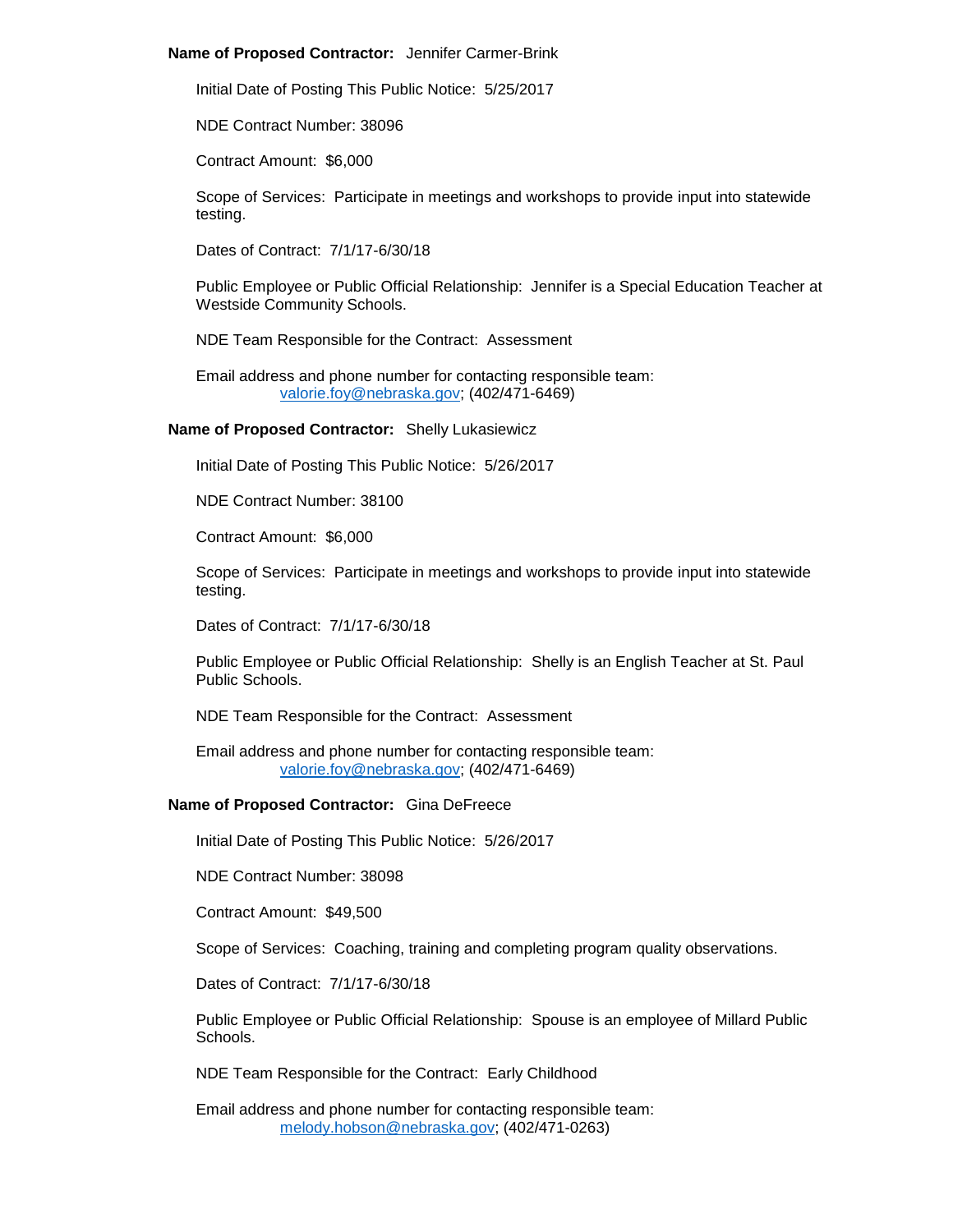**Name of Proposed Contractor:** Jennifer Carmer-Brink

Initial Date of Posting This Public Notice: 5/25/2017

NDE Contract Number: 38096

Contract Amount: $6,000

Scope of Services: Participate in meetings and workshops to provide input into statewide testing.

Dates of Contract: 7/1/17-6/30/18

Public Employee or Public Official Relationship: Jennifer is a Special Education Teacher at Westside Community Schools.

NDE Team Responsible for the Contract: Assessment

Email address and phone number for contacting responsible team:
valorie.foy@nebraska.gov; (402/471-6469)

**Name of Proposed Contractor:** Shelly Lukasiewicz

Initial Date of Posting This Public Notice: 5/26/2017

NDE Contract Number: 38100

Contract Amount: $6,000

Scope of Services: Participate in meetings and workshops to provide input into statewide testing.

Dates of Contract: 7/1/17-6/30/18

Public Employee or Public Official Relationship: Shelly is an English Teacher at St. Paul Public Schools.

NDE Team Responsible for the Contract: Assessment

Email address and phone number for contacting responsible team:
valorie.foy@nebraska.gov; (402/471-6469)

**Name of Proposed Contractor:** Gina DeFreece

Initial Date of Posting This Public Notice: 5/26/2017

NDE Contract Number: 38098

Contract Amount: $49,500

Scope of Services: Coaching, training and completing program quality observations.

Dates of Contract: 7/1/17-6/30/18

Public Employee or Public Official Relationship: Spouse is an employee of Millard Public Schools.

NDE Team Responsible for the Contract: Early Childhood

Email address and phone number for contacting responsible team:
melody.hobson@nebraska.gov; (402/471-0263)